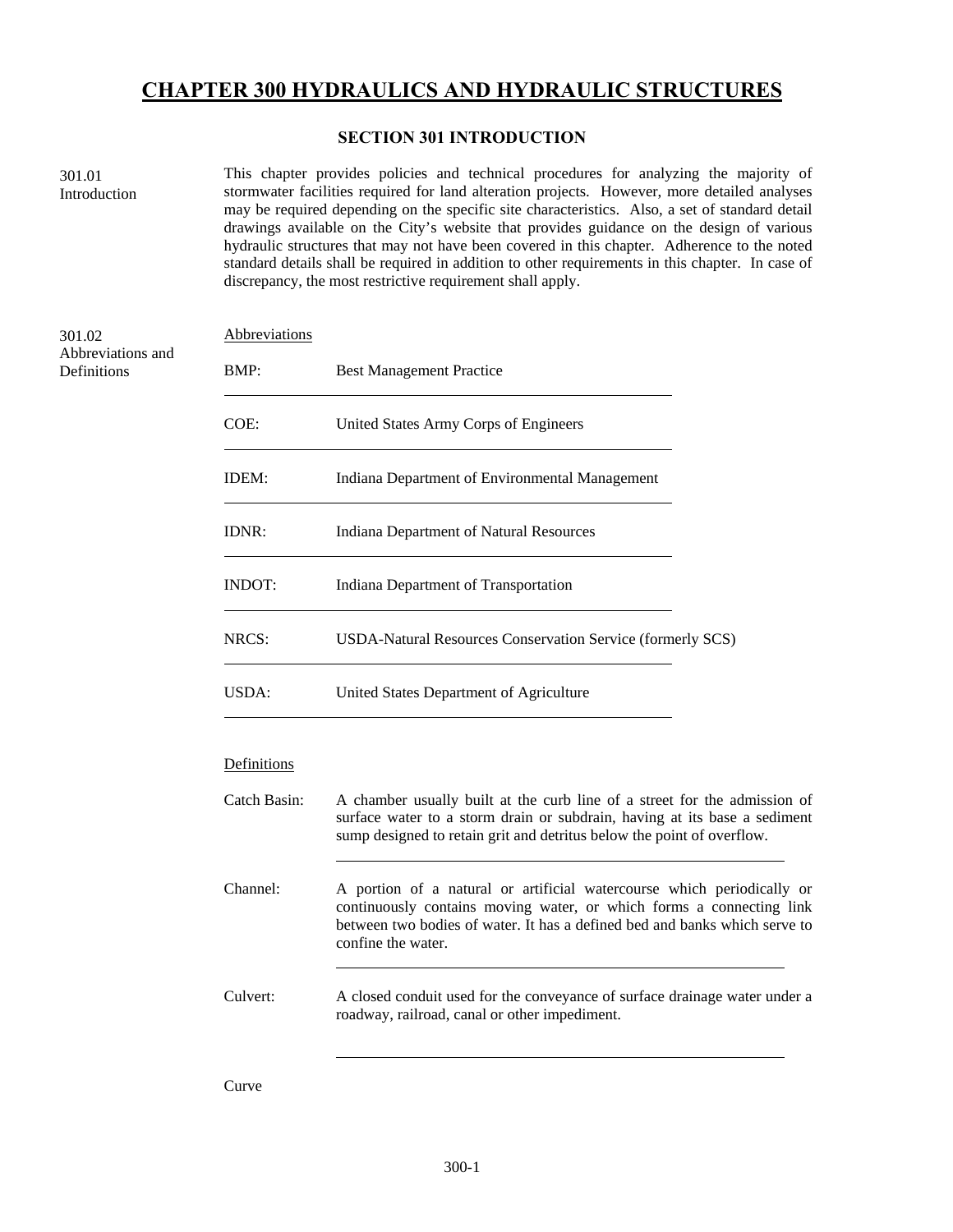# CHAPTER 300 HYDRAULICS AND HYDRAULIC STRUCTURES

## SECTION 301 INTRODUCTION

### 301.01 Introduction

This chapter provides policies and technical procedures for analyzing the majority of stormwater facilities required for land alteration projects. However, more detailed analyses may be required depending on the specific site characteristics. Also, a set of standard detail drawings available on the City's website that provides guidance on the design of various hydraulic structures that may not have been covered in this chapter. Adherence to the noted standard details shall be required in addition to other requirements in this chapter. In case of discrepancy, the most restrictive requirement shall apply.

### 301.02 Abbreviations and Definitions

Abbreviations

| | |
|---|---|
| BMP: | Best Management Practice |
| COE: | United States Army Corps of Engineers |
| IDEM: | Indiana Department of Environmental Management |
| IDNR: | Indiana Department of Natural Resources |
| INDOT: | Indiana Department of Transportation |
| NRCS: | USDA-Natural Resources Conservation Service (formerly SCS) |
| USDA: | United States Department of Agriculture |

Definitions

| | |
|---|---|
| Catch Basin: | A chamber usually built at the curb line of a street for the admission of surface water to a storm drain or subdrain, having at its base a sediment sump designed to retain grit and detritus below the point of overflow. |
| Channel: | A portion of a natural or artificial watercourse which periodically or continuously contains moving water, or which forms a connecting link between two bodies of water. It has a defined bed and banks which serve to confine the water. |
| Culvert: | A closed conduit used for the conveyance of surface drainage water under a roadway, railroad, canal or other impediment. |

Curve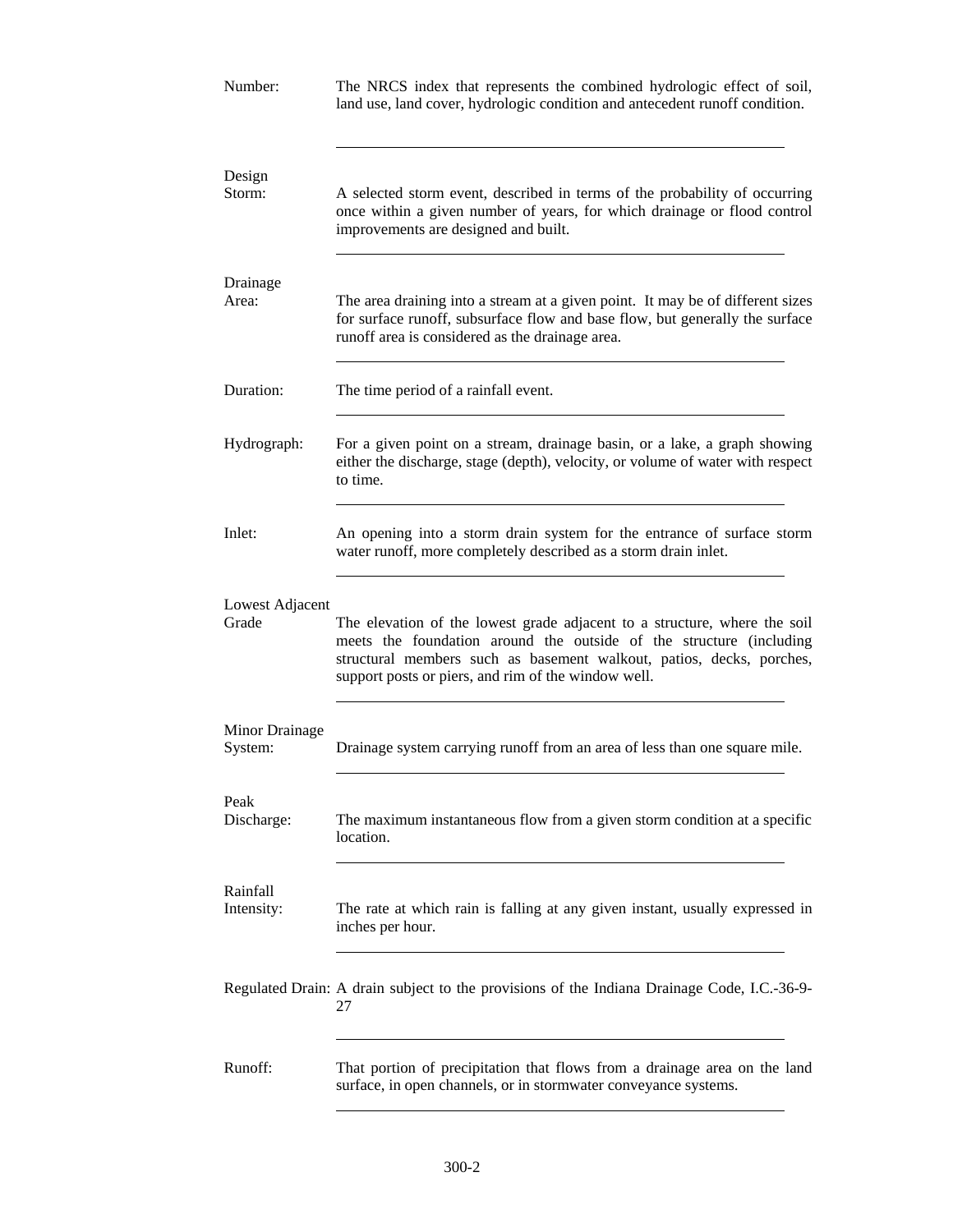**Number:** The NRCS index that represents the combined hydrologic effect of soil, land use, land cover, hydrologic condition and antecedent runoff condition.

---

**Design Storm:** A selected storm event, described in terms of the probability of occurring once within a given number of years, for which drainage or flood control improvements are designed and built.

---

**Drainage Area:** The area draining into a stream at a given point. It may be of different sizes for surface runoff, subsurface flow and base flow, but generally the surface runoff area is considered as the drainage area.

---

**Duration:** The time period of a rainfall event.

---

**Hydrograph:** For a given point on a stream, drainage basin, or a lake, a graph showing either the discharge, stage (depth), velocity, or volume of water with respect to time.

---

**Inlet:** An opening into a storm drain system for the entrance of surface storm water runoff, more completely described as a storm drain inlet.

---

**Lowest Adjacent Grade** The elevation of the lowest grade adjacent to a structure, where the soil meets the foundation around the outside of the structure (including structural members such as basement walkout, patios, decks, porches, support posts or piers, and rim of the window well.

---

**Minor Drainage System:** Drainage system carrying runoff from an area of less than one square mile.

---

**Peak Discharge:** The maximum instantaneous flow from a given storm condition at a specific location.

---

**Rainfall Intensity:** The rate at which rain is falling at any given instant, usually expressed in inches per hour.

---

**Regulated Drain:** A drain subject to the provisions of the Indiana Drainage Code, I.C.-36-9-27

---

**Runoff:** That portion of precipitation that flows from a drainage area on the land surface, in open channels, or in stormwater conveyance systems.

---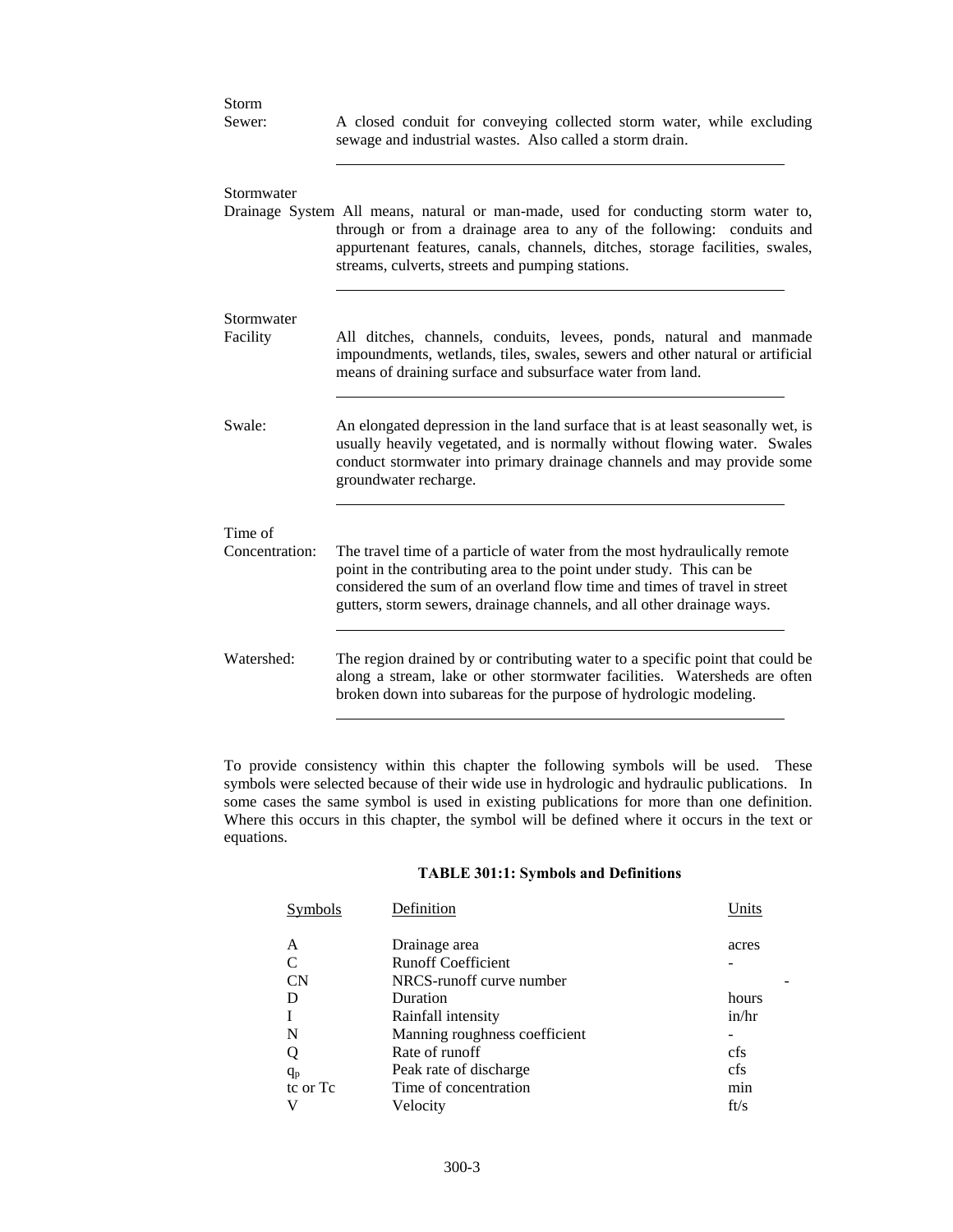**Storm Sewer:** A closed conduit for conveying collected storm water, while excluding sewage and industrial wastes. Also called a storm drain.

---

**Stormwater Drainage System** All means, natural or man-made, used for conducting storm water to, through or from a drainage area to any of the following: conduits and appurtenant features, canals, channels, ditches, storage facilities, swales, streams, culverts, streets and pumping stations.

---

**Stormwater Facility** All ditches, channels, conduits, levees, ponds, natural and manmade impoundments, wetlands, tiles, swales, sewers and other natural or artificial means of draining surface and subsurface water from land.

---

**Swale:** An elongated depression in the land surface that is at least seasonally wet, is usually heavily vegetated, and is normally without flowing water. Swales conduct stormwater into primary drainage channels and may provide some groundwater recharge.

---

**Time of Concentration:** The travel time of a particle of water from the most hydraulically remote point in the contributing area to the point under study. This can be considered the sum of an overland flow time and times of travel in street gutters, storm sewers, drainage channels, and all other drainage ways.

---

**Watershed:** The region drained by or contributing water to a specific point that could be along a stream, lake or other stormwater facilities. Watersheds are often broken down into subareas for the purpose of hydrologic modeling.

---

To provide consistency within this chapter the following symbols will be used. These symbols were selected because of their wide use in hydrologic and hydraulic publications. In some cases the same symbol is used in existing publications for more than one definition. Where this occurs in this chapter, the symbol will be defined where it occurs in the text or equations.

**TABLE 301:1: Symbols and Definitions**

| Symbols | Definition | Units |
|---|---|---|
| A | Drainage area | acres |
| C | Runoff Coefficient | - |
| CN | NRCS-runoff curve number | - |
| D | Duration | hours |
| I | Rainfall intensity | in/hr |
| N | Manning roughness coefficient | - |
| Q | Rate of runoff | cfs |
| $q_p$ | Peak rate of discharge | cfs |
| tc or Tc | Time of concentration | min |
| V | Velocity | ft/s |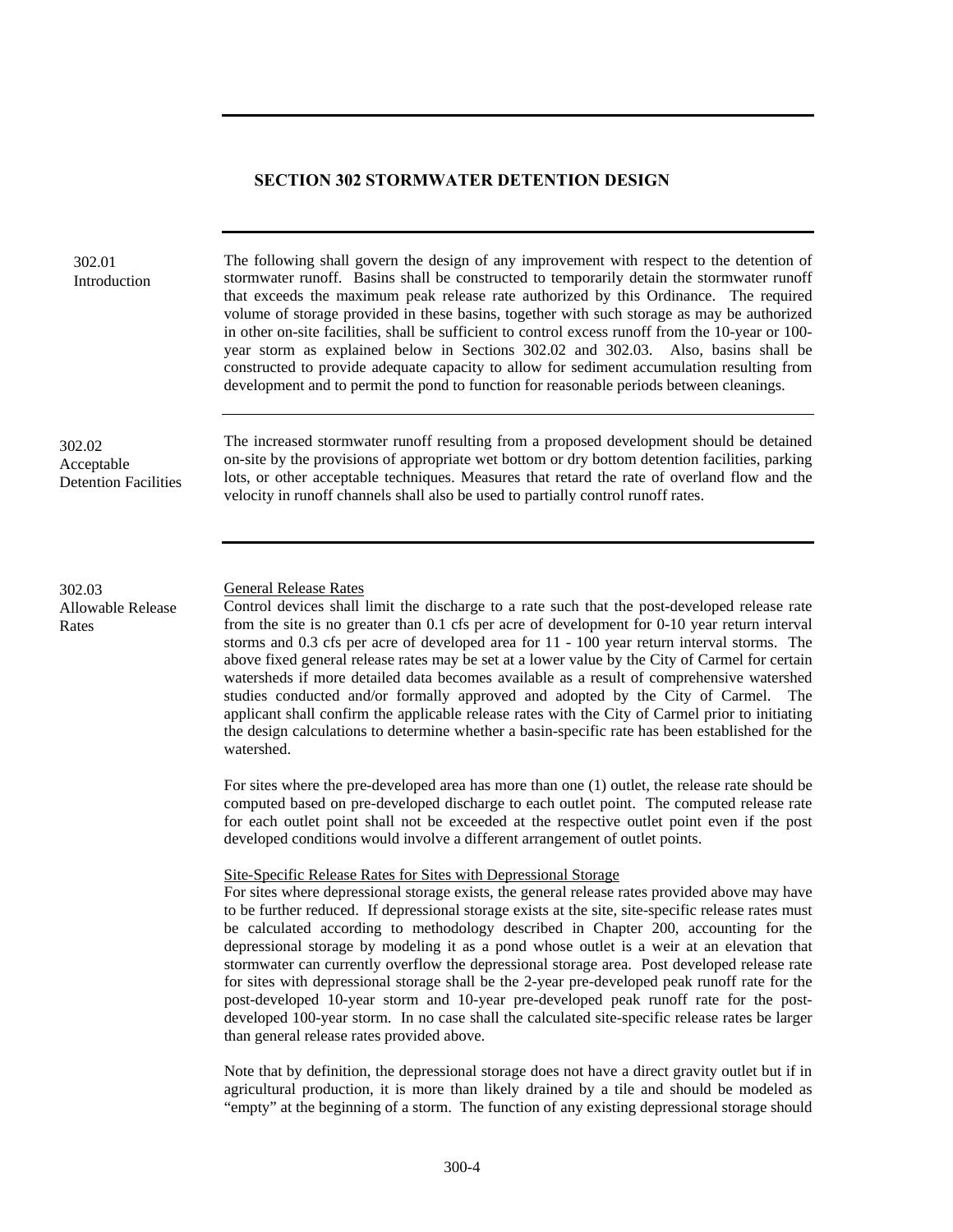## SECTION 302 STORMWATER DETENTION DESIGN

**302.01 Introduction**

The following shall govern the design of any improvement with respect to the detention of stormwater runoff. Basins shall be constructed to temporarily detain the stormwater runoff that exceeds the maximum peak release rate authorized by this Ordinance. The required volume of storage provided in these basins, together with such storage as may be authorized in other on-site facilities, shall be sufficient to control excess runoff from the 10-year or 100-year storm as explained below in Sections 302.02 and 302.03. Also, basins shall be constructed to provide adequate capacity to allow for sediment accumulation resulting from development and to permit the pond to function for reasonable periods between cleanings.

**302.02 Acceptable Detention Facilities**

The increased stormwater runoff resulting from a proposed development should be detained on-site by the provisions of appropriate wet bottom or dry bottom detention facilities, parking lots, or other acceptable techniques. Measures that retard the rate of overland flow and the velocity in runoff channels shall also be used to partially control runoff rates.

**302.03 Allowable Release Rates**

General Release Rates

Control devices shall limit the discharge to a rate such that the post-developed release rate from the site is no greater than 0.1 cfs per acre of development for 0-10 year return interval storms and 0.3 cfs per acre of developed area for 11 - 100 year return interval storms. The above fixed general release rates may be set at a lower value by the City of Carmel for certain watersheds if more detailed data becomes available as a result of comprehensive watershed studies conducted and/or formally approved and adopted by the City of Carmel. The applicant shall confirm the applicable release rates with the City of Carmel prior to initiating the design calculations to determine whether a basin-specific rate has been established for the watershed.

For sites where the pre-developed area has more than one (1) outlet, the release rate should be computed based on pre-developed discharge to each outlet point. The computed release rate for each outlet point shall not be exceeded at the respective outlet point even if the post developed conditions would involve a different arrangement of outlet points.

Site-Specific Release Rates for Sites with Depressional Storage

For sites where depressional storage exists, the general release rates provided above may have to be further reduced. If depressional storage exists at the site, site-specific release rates must be calculated according to methodology described in Chapter 200, accounting for the depressional storage by modeling it as a pond whose outlet is a weir at an elevation that stormwater can currently overflow the depressional storage area. Post developed release rate for sites with depressional storage shall be the 2-year pre-developed peak runoff rate for the post-developed 10-year storm and 10-year pre-developed peak runoff rate for the post-developed 100-year storm. In no case shall the calculated site-specific release rates be larger than general release rates provided above.

Note that by definition, the depressional storage does not have a direct gravity outlet but if in agricultural production, it is more than likely drained by a tile and should be modeled as "empty" at the beginning of a storm. The function of any existing depressional storage should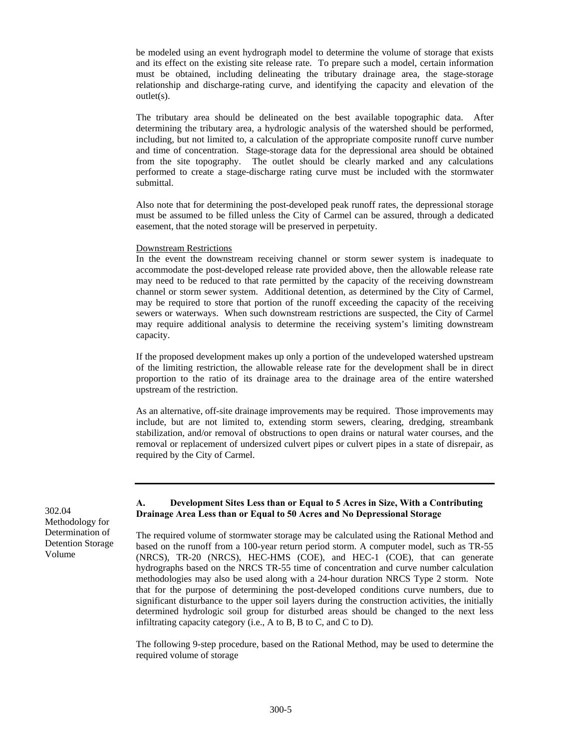be modeled using an event hydrograph model to determine the volume of storage that exists and its effect on the existing site release rate. To prepare such a model, certain information must be obtained, including delineating the tributary drainage area, the stage-storage relationship and discharge-rating curve, and identifying the capacity and elevation of the outlet(s).

The tributary area should be delineated on the best available topographic data. After determining the tributary area, a hydrologic analysis of the watershed should be performed, including, but not limited to, a calculation of the appropriate composite runoff curve number and time of concentration. Stage-storage data for the depressional area should be obtained from the site topography. The outlet should be clearly marked and any calculations performed to create a stage-discharge rating curve must be included with the stormwater submittal.

Also note that for determining the post-developed peak runoff rates, the depressional storage must be assumed to be filled unless the City of Carmel can be assured, through a dedicated easement, that the noted storage will be preserved in perpetuity.

Downstream Restrictions

In the event the downstream receiving channel or storm sewer system is inadequate to accommodate the post-developed release rate provided above, then the allowable release rate may need to be reduced to that rate permitted by the capacity of the receiving downstream channel or storm sewer system. Additional detention, as determined by the City of Carmel, may be required to store that portion of the runoff exceeding the capacity of the receiving sewers or waterways. When such downstream restrictions are suspected, the City of Carmel may require additional analysis to determine the receiving system's limiting downstream capacity.

If the proposed development makes up only a portion of the undeveloped watershed upstream of the limiting restriction, the allowable release rate for the development shall be in direct proportion to the ratio of its drainage area to the drainage area of the entire watershed upstream of the restriction.

As an alternative, off-site drainage improvements may be required. Those improvements may include, but are not limited to, extending storm sewers, clearing, dredging, streambank stabilization, and/or removal of obstructions to open drains or natural water courses, and the removal or replacement of undersized culvert pipes or culvert pipes in a state of disrepair, as required by the City of Carmel.

---

302.04 Methodology for Determination of Detention Storage Volume

**A. Development Sites Less than or Equal to 5 Acres in Size, With a Contributing Drainage Area Less than or Equal to 50 Acres and No Depressional Storage**

The required volume of stormwater storage may be calculated using the Rational Method and based on the runoff from a 100-year return period storm. A computer model, such as TR-55 (NRCS), TR-20 (NRCS), HEC-HMS (COE), and HEC-1 (COE), that can generate hydrographs based on the NRCS TR-55 time of concentration and curve number calculation methodologies may also be used along with a 24-hour duration NRCS Type 2 storm. Note that for the purpose of determining the post-developed conditions curve numbers, due to significant disturbance to the upper soil layers during the construction activities, the initially determined hydrologic soil group for disturbed areas should be changed to the next less infiltrating capacity category (i.e., A to B, B to C, and C to D).

The following 9-step procedure, based on the Rational Method, may be used to determine the required volume of storage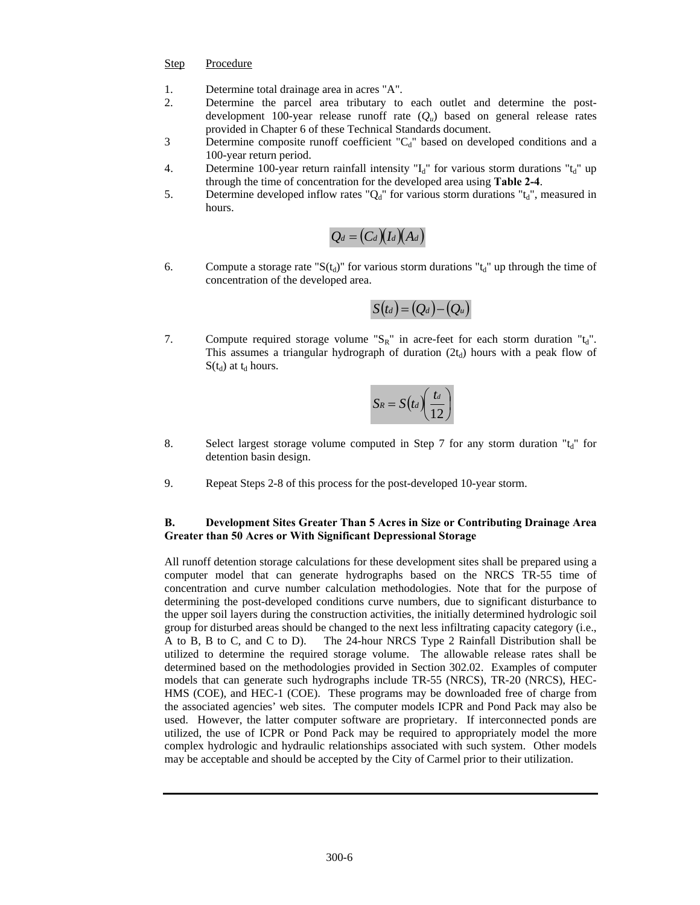| Step | Procedure |
|---|---|
| 1. | Determine total drainage area in acres "A". |
| 2. | Determine the parcel area tributary to each outlet and determine the post-development 100-year release runoff rate ($Q_u$) based on general release rates provided in Chapter 6 of these Technical Standards document. |
| 3 | Determine composite runoff coefficient "$C_d$" based on developed conditions and a 100-year return period. |
| 4. | Determine 100-year return rainfall intensity "$I_d$" for various storm durations "$t_d$" up through the time of concentration for the developed area using **Table 2-4**. |
| 5. | Determine developed inflow rates "$Q_d$" for various storm durations "$t_d$", measured in hours. |

$$Q_d = (C_d)(I_d)(A_d)$$

6. Compute a storage rate "$S(t_d)$" for various storm durations "$t_d$" up through the time of concentration of the developed area.

$$S(t_d) = (Q_d) - (Q_u)$$

7. Compute required storage volume "$S_R$" in acre-feet for each storm duration "$t_d$". This assumes a triangular hydrograph of duration ($2t_d$) hours with a peak flow of $S(t_d)$ at $t_d$ hours.

$$S_R = S(t_d)\left(\frac{t_d}{12}\right)$$

8. Select largest storage volume computed in Step 7 for any storm duration "$t_d$" for detention basin design.

9. Repeat Steps 2-8 of this process for the post-developed 10-year storm.

**B. Development Sites Greater Than 5 Acres in Size or Contributing Drainage Area Greater than 50 Acres or With Significant Depressional Storage**

All runoff detention storage calculations for these development sites shall be prepared using a computer model that can generate hydrographs based on the NRCS TR-55 time of concentration and curve number calculation methodologies. Note that for the purpose of determining the post-developed conditions curve numbers, due to significant disturbance to the upper soil layers during the construction activities, the initially determined hydrologic soil group for disturbed areas should be changed to the next less infiltrating capacity category (i.e., A to B, B to C, and C to D). The 24-hour NRCS Type 2 Rainfall Distribution shall be utilized to determine the required storage volume. The allowable release rates shall be determined based on the methodologies provided in Section 302.02. Examples of computer models that can generate such hydrographs include TR-55 (NRCS), TR-20 (NRCS), HEC-HMS (COE), and HEC-1 (COE). These programs may be downloaded free of charge from the associated agencies' web sites. The computer models ICPR and Pond Pack may also be used. However, the latter computer software are proprietary. If interconnected ponds are utilized, the use of ICPR or Pond Pack may be required to appropriately model the more complex hydrologic and hydraulic relationships associated with such system. Other models may be acceptable and should be accepted by the City of Carmel prior to their utilization.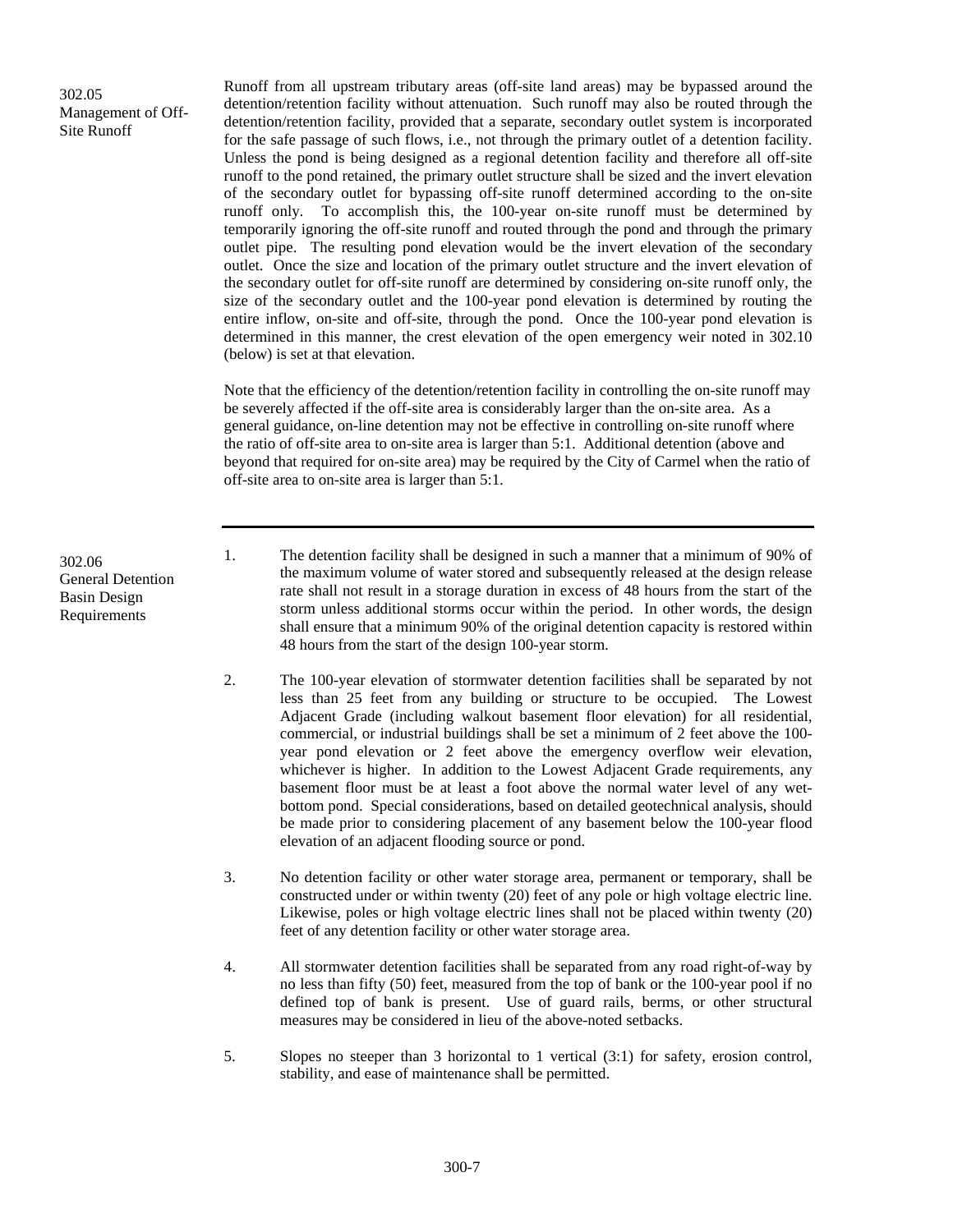## 302.05 Management of Off-Site Runoff

Runoff from all upstream tributary areas (off-site land areas) may be bypassed around the detention/retention facility without attenuation. Such runoff may also be routed through the detention/retention facility, provided that a separate, secondary outlet system is incorporated for the safe passage of such flows, i.e., not through the primary outlet of a detention facility. Unless the pond is being designed as a regional detention facility and therefore all off-site runoff to the pond retained, the primary outlet structure shall be sized and the invert elevation of the secondary outlet for bypassing off-site runoff determined according to the on-site runoff only. To accomplish this, the 100-year on-site runoff must be determined by temporarily ignoring the off-site runoff and routed through the pond and through the primary outlet pipe. The resulting pond elevation would be the invert elevation of the secondary outlet. Once the size and location of the primary outlet structure and the invert elevation of the secondary outlet for off-site runoff are determined by considering on-site runoff only, the size of the secondary outlet and the 100-year pond elevation is determined by routing the entire inflow, on-site and off-site, through the pond. Once the 100-year pond elevation is determined in this manner, the crest elevation of the open emergency weir noted in 302.10 (below) is set at that elevation.

Note that the efficiency of the detention/retention facility in controlling the on-site runoff may be severely affected if the off-site area is considerably larger than the on-site area. As a general guidance, on-line detention may not be effective in controlling on-site runoff where the ratio of off-site area to on-site area is larger than 5:1. Additional detention (above and beyond that required for on-site area) may be required by the City of Carmel when the ratio of off-site area to on-site area is larger than 5:1.

---

## 302.06 General Detention Basin Design Requirements

1. The detention facility shall be designed in such a manner that a minimum of 90% of the maximum volume of water stored and subsequently released at the design release rate shall not result in a storage duration in excess of 48 hours from the start of the storm unless additional storms occur within the period. In other words, the design shall ensure that a minimum 90% of the original detention capacity is restored within 48 hours from the start of the design 100-year storm.

2. The 100-year elevation of stormwater detention facilities shall be separated by not less than 25 feet from any building or structure to be occupied. The Lowest Adjacent Grade (including walkout basement floor elevation) for all residential, commercial, or industrial buildings shall be set a minimum of 2 feet above the 100-year pond elevation or 2 feet above the emergency overflow weir elevation, whichever is higher. In addition to the Lowest Adjacent Grade requirements, any basement floor must be at least a foot above the normal water level of any wet-bottom pond. Special considerations, based on detailed geotechnical analysis, should be made prior to considering placement of any basement below the 100-year flood elevation of an adjacent flooding source or pond.

3. No detention facility or other water storage area, permanent or temporary, shall be constructed under or within twenty (20) feet of any pole or high voltage electric line. Likewise, poles or high voltage electric lines shall not be placed within twenty (20) feet of any detention facility or other water storage area.

4. All stormwater detention facilities shall be separated from any road right-of-way by no less than fifty (50) feet, measured from the top of bank or the 100-year pool if no defined top of bank is present. Use of guard rails, berms, or other structural measures may be considered in lieu of the above-noted setbacks.

5. Slopes no steeper than 3 horizontal to 1 vertical (3:1) for safety, erosion control, stability, and ease of maintenance shall be permitted.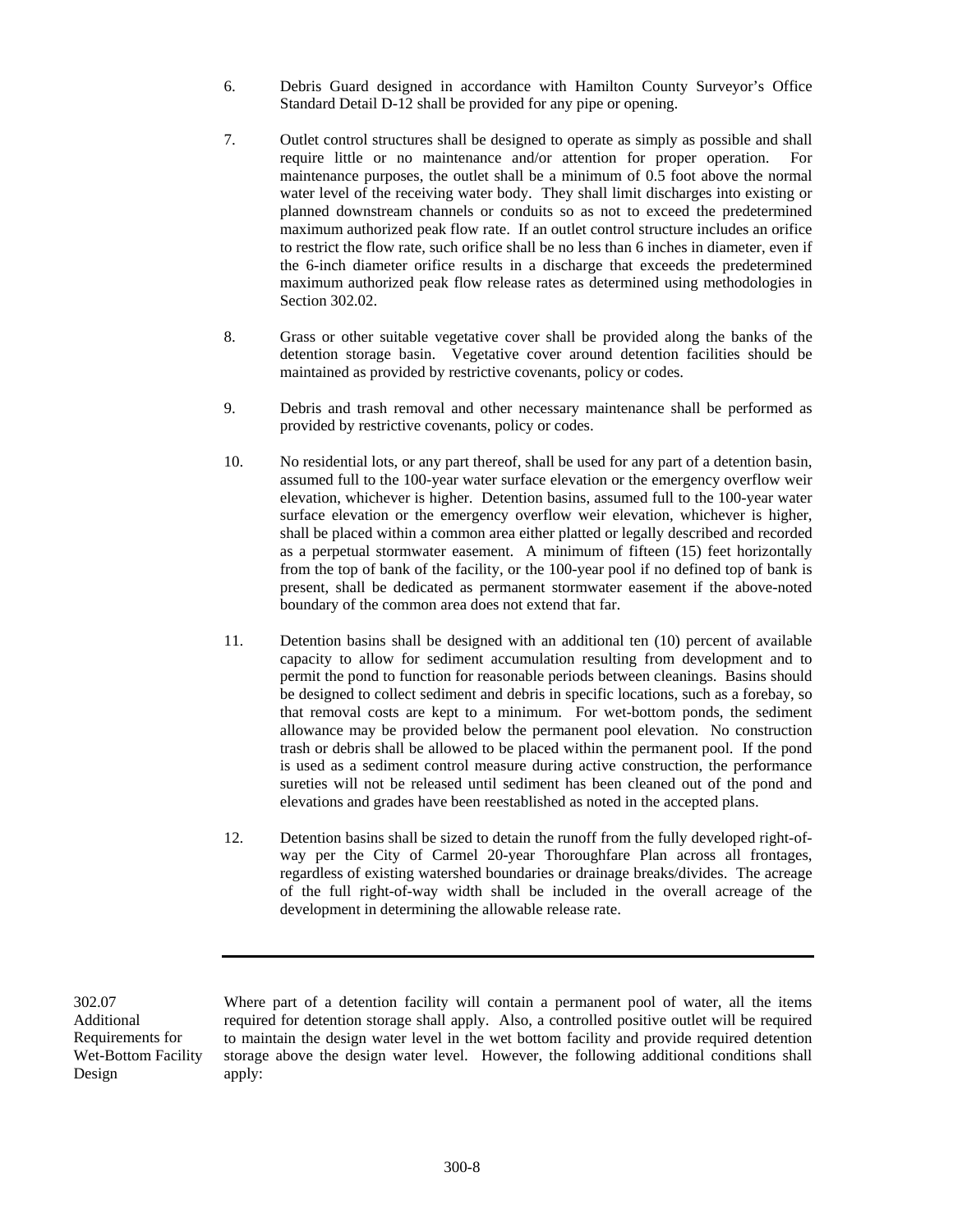6. Debris Guard designed in accordance with Hamilton County Surveyor's Office Standard Detail D-12 shall be provided for any pipe or opening.

7. Outlet control structures shall be designed to operate as simply as possible and shall require little or no maintenance and/or attention for proper operation. For maintenance purposes, the outlet shall be a minimum of 0.5 foot above the normal water level of the receiving water body. They shall limit discharges into existing or planned downstream channels or conduits so as not to exceed the predetermined maximum authorized peak flow rate. If an outlet control structure includes an orifice to restrict the flow rate, such orifice shall be no less than 6 inches in diameter, even if the 6-inch diameter orifice results in a discharge that exceeds the predetermined maximum authorized peak flow release rates as determined using methodologies in Section 302.02.

8. Grass or other suitable vegetative cover shall be provided along the banks of the detention storage basin. Vegetative cover around detention facilities should be maintained as provided by restrictive covenants, policy or codes.

9. Debris and trash removal and other necessary maintenance shall be performed as provided by restrictive covenants, policy or codes.

10. No residential lots, or any part thereof, shall be used for any part of a detention basin, assumed full to the 100-year water surface elevation or the emergency overflow weir elevation, whichever is higher. Detention basins, assumed full to the 100-year water surface elevation or the emergency overflow weir elevation, whichever is higher, shall be placed within a common area either platted or legally described and recorded as a perpetual stormwater easement. A minimum of fifteen (15) feet horizontally from the top of bank of the facility, or the 100-year pool if no defined top of bank is present, shall be dedicated as permanent stormwater easement if the above-noted boundary of the common area does not extend that far.

11. Detention basins shall be designed with an additional ten (10) percent of available capacity to allow for sediment accumulation resulting from development and to permit the pond to function for reasonable periods between cleanings. Basins should be designed to collect sediment and debris in specific locations, such as a forebay, so that removal costs are kept to a minimum. For wet-bottom ponds, the sediment allowance may be provided below the permanent pool elevation. No construction trash or debris shall be allowed to be placed within the permanent pool. If the pond is used as a sediment control measure during active construction, the performance sureties will not be released until sediment has been cleaned out of the pond and elevations and grades have been reestablished as noted in the accepted plans.

12. Detention basins shall be sized to detain the runoff from the fully developed right-of-way per the City of Carmel 20-year Thoroughfare Plan across all frontages, regardless of existing watershed boundaries or drainage breaks/divides. The acreage of the full right-of-way width shall be included in the overall acreage of the development in determining the allowable release rate.

---

**302.07 Additional Requirements for Wet-Bottom Facility Design**

Where part of a detention facility will contain a permanent pool of water, all the items required for detention storage shall apply. Also, a controlled positive outlet will be required to maintain the design water level in the wet bottom facility and provide required detention storage above the design water level. However, the following additional conditions shall apply: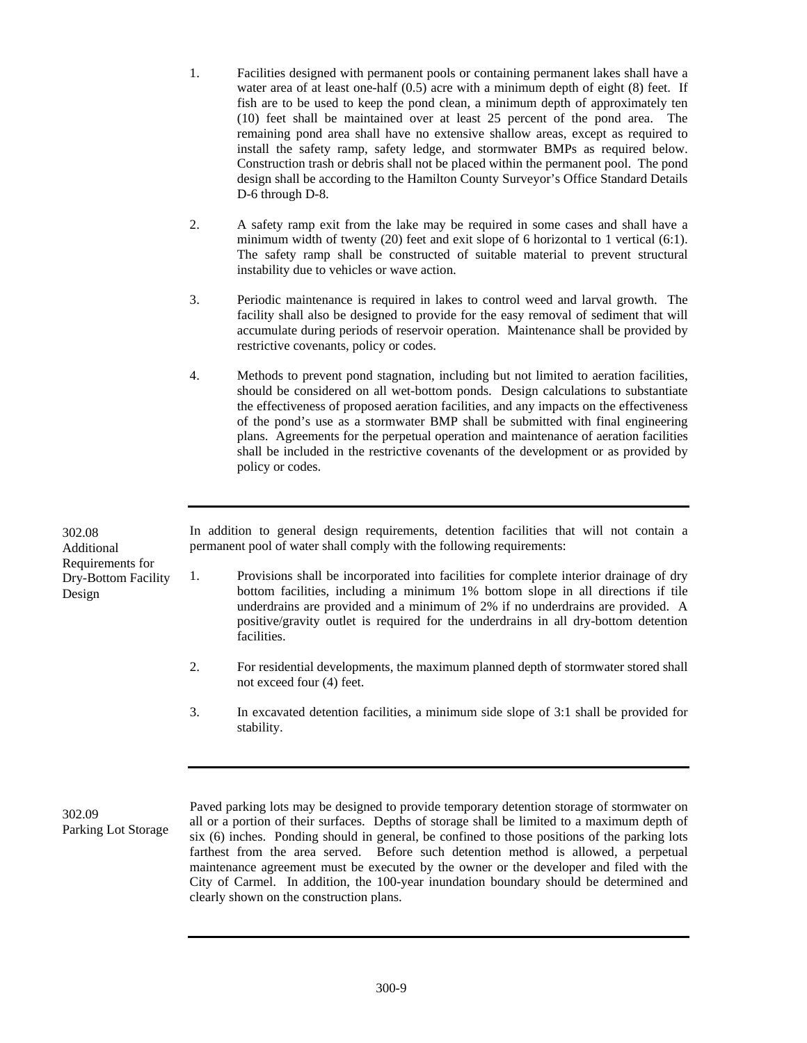1. Facilities designed with permanent pools or containing permanent lakes shall have a water area of at least one-half (0.5) acre with a minimum depth of eight (8) feet. If fish are to be used to keep the pond clean, a minimum depth of approximately ten (10) feet shall be maintained over at least 25 percent of the pond area. The remaining pond area shall have no extensive shallow areas, except as required to install the safety ramp, safety ledge, and stormwater BMPs as required below. Construction trash or debris shall not be placed within the permanent pool. The pond design shall be according to the Hamilton County Surveyor's Office Standard Details D-6 through D-8.

2. A safety ramp exit from the lake may be required in some cases and shall have a minimum width of twenty (20) feet and exit slope of 6 horizontal to 1 vertical (6:1). The safety ramp shall be constructed of suitable material to prevent structural instability due to vehicles or wave action.

3. Periodic maintenance is required in lakes to control weed and larval growth. The facility shall also be designed to provide for the easy removal of sediment that will accumulate during periods of reservoir operation. Maintenance shall be provided by restrictive covenants, policy or codes.

4. Methods to prevent pond stagnation, including but not limited to aeration facilities, should be considered on all wet-bottom ponds. Design calculations to substantiate the effectiveness of proposed aeration facilities, and any impacts on the effectiveness of the pond's use as a stormwater BMP shall be submitted with final engineering plans. Agreements for the perpetual operation and maintenance of aeration facilities shall be included in the restrictive covenants of the development or as provided by policy or codes.

---

### 302.08 Additional Requirements for Dry-Bottom Facility Design

In addition to general design requirements, detention facilities that will not contain a permanent pool of water shall comply with the following requirements:

1. Provisions shall be incorporated into facilities for complete interior drainage of dry bottom facilities, including a minimum 1% bottom slope in all directions if tile underdrains are provided and a minimum of 2% if no underdrains are provided. A positive/gravity outlet is required for the underdrains in all dry-bottom detention facilities.

2. For residential developments, the maximum planned depth of stormwater stored shall not exceed four (4) feet.

3. In excavated detention facilities, a minimum side slope of 3:1 shall be provided for stability.

---

### 302.09 Parking Lot Storage

Paved parking lots may be designed to provide temporary detention storage of stormwater on all or a portion of their surfaces. Depths of storage shall be limited to a maximum depth of six (6) inches. Ponding should in general, be confined to those positions of the parking lots farthest from the area served. Before such detention method is allowed, a perpetual maintenance agreement must be executed by the owner or the developer and filed with the City of Carmel. In addition, the 100-year inundation boundary should be determined and clearly shown on the construction plans.

---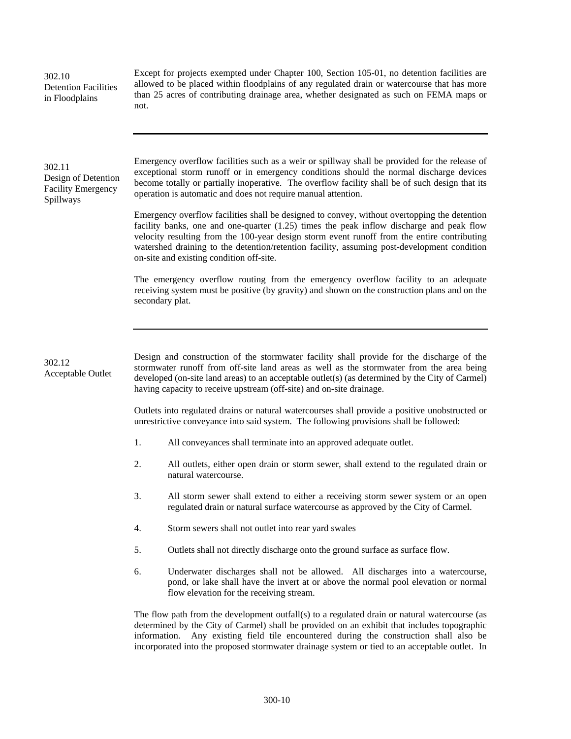## 302.10 Detention Facilities in Floodplains

Except for projects exempted under Chapter 100, Section 105-01, no detention facilities are allowed to be placed within floodplains of any regulated drain or watercourse that has more than 25 acres of contributing drainage area, whether designated as such on FEMA maps or not.

---

## 302.11 Design of Detention Facility Emergency Spillways

Emergency overflow facilities such as a weir or spillway shall be provided for the release of exceptional storm runoff or in emergency conditions should the normal discharge devices become totally or partially inoperative. The overflow facility shall be of such design that its operation is automatic and does not require manual attention.

Emergency overflow facilities shall be designed to convey, without overtopping the detention facility banks, one and one-quarter (1.25) times the peak inflow discharge and peak flow velocity resulting from the 100-year design storm event runoff from the entire contributing watershed draining to the detention/retention facility, assuming post-development condition on-site and existing condition off-site.

The emergency overflow routing from the emergency overflow facility to an adequate receiving system must be positive (by gravity) and shown on the construction plans and on the secondary plat.

---

## 302.12 Acceptable Outlet

Design and construction of the stormwater facility shall provide for the discharge of the stormwater runoff from off-site land areas as well as the stormwater from the area being developed (on-site land areas) to an acceptable outlet(s) (as determined by the City of Carmel) having capacity to receive upstream (off-site) and on-site drainage.

Outlets into regulated drains or natural watercourses shall provide a positive unobstructed or unrestrictive conveyance into said system. The following provisions shall be followed:

1. All conveyances shall terminate into an approved adequate outlet.
2. All outlets, either open drain or storm sewer, shall extend to the regulated drain or natural watercourse.
3. All storm sewer shall extend to either a receiving storm sewer system or an open regulated drain or natural surface watercourse as approved by the City of Carmel.
4. Storm sewers shall not outlet into rear yard swales
5. Outlets shall not directly discharge onto the ground surface as surface flow.
6. Underwater discharges shall not be allowed. All discharges into a watercourse, pond, or lake shall have the invert at or above the normal pool elevation or normal flow elevation for the receiving stream.

The flow path from the development outfall(s) to a regulated drain or natural watercourse (as determined by the City of Carmel) shall be provided on an exhibit that includes topographic information. Any existing field tile encountered during the construction shall also be incorporated into the proposed stormwater drainage system or tied to an acceptable outlet. In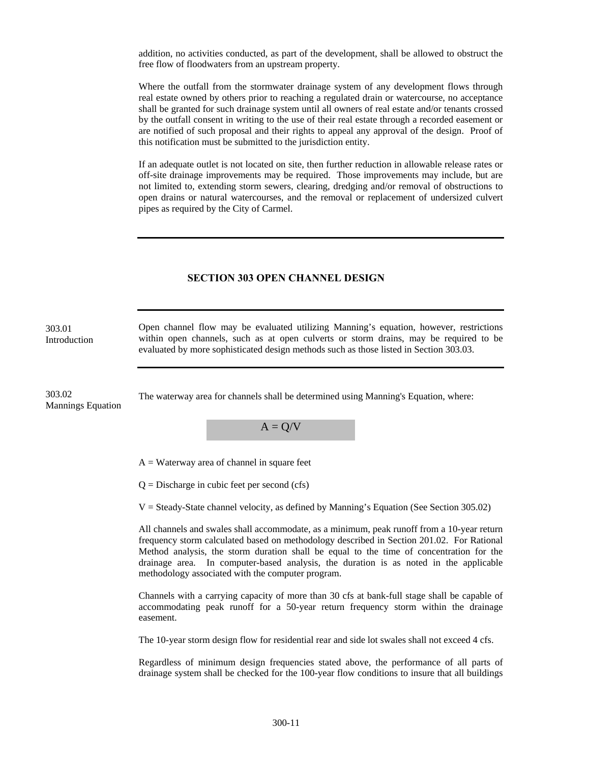addition, no activities conducted, as part of the development, shall be allowed to obstruct the free flow of floodwaters from an upstream property.

Where the outfall from the stormwater drainage system of any development flows through real estate owned by others prior to reaching a regulated drain or watercourse, no acceptance shall be granted for such drainage system until all owners of real estate and/or tenants crossed by the outfall consent in writing to the use of their real estate through a recorded easement or are notified of such proposal and their rights to appeal any approval of the design. Proof of this notification must be submitted to the jurisdiction entity.

If an adequate outlet is not located on site, then further reduction in allowable release rates or off-site drainage improvements may be required. Those improvements may include, but are not limited to, extending storm sewers, clearing, dredging and/or removal of obstructions to open drains or natural watercourses, and the removal or replacement of undersized culvert pipes as required by the City of Carmel.

## SECTION 303 OPEN CHANNEL DESIGN

### 303.01 Introduction

Open channel flow may be evaluated utilizing Manning's equation, however, restrictions within open channels, such as at open culverts or storm drains, may be required to be evaluated by more sophisticated design methods such as those listed in Section 303.03.

### 303.02 Mannings Equation

The waterway area for channels shall be determined using Manning's Equation, where:

$$A = Q/V$$

A = Waterway area of channel in square feet

Q = Discharge in cubic feet per second (cfs)

V = Steady-State channel velocity, as defined by Manning's Equation (See Section 305.02)

All channels and swales shall accommodate, as a minimum, peak runoff from a 10-year return frequency storm calculated based on methodology described in Section 201.02. For Rational Method analysis, the storm duration shall be equal to the time of concentration for the drainage area. In computer-based analysis, the duration is as noted in the applicable methodology associated with the computer program.

Channels with a carrying capacity of more than 30 cfs at bank-full stage shall be capable of accommodating peak runoff for a 50-year return frequency storm within the drainage easement.

The 10-year storm design flow for residential rear and side lot swales shall not exceed 4 cfs.

Regardless of minimum design frequencies stated above, the performance of all parts of drainage system shall be checked for the 100-year flow conditions to insure that all buildings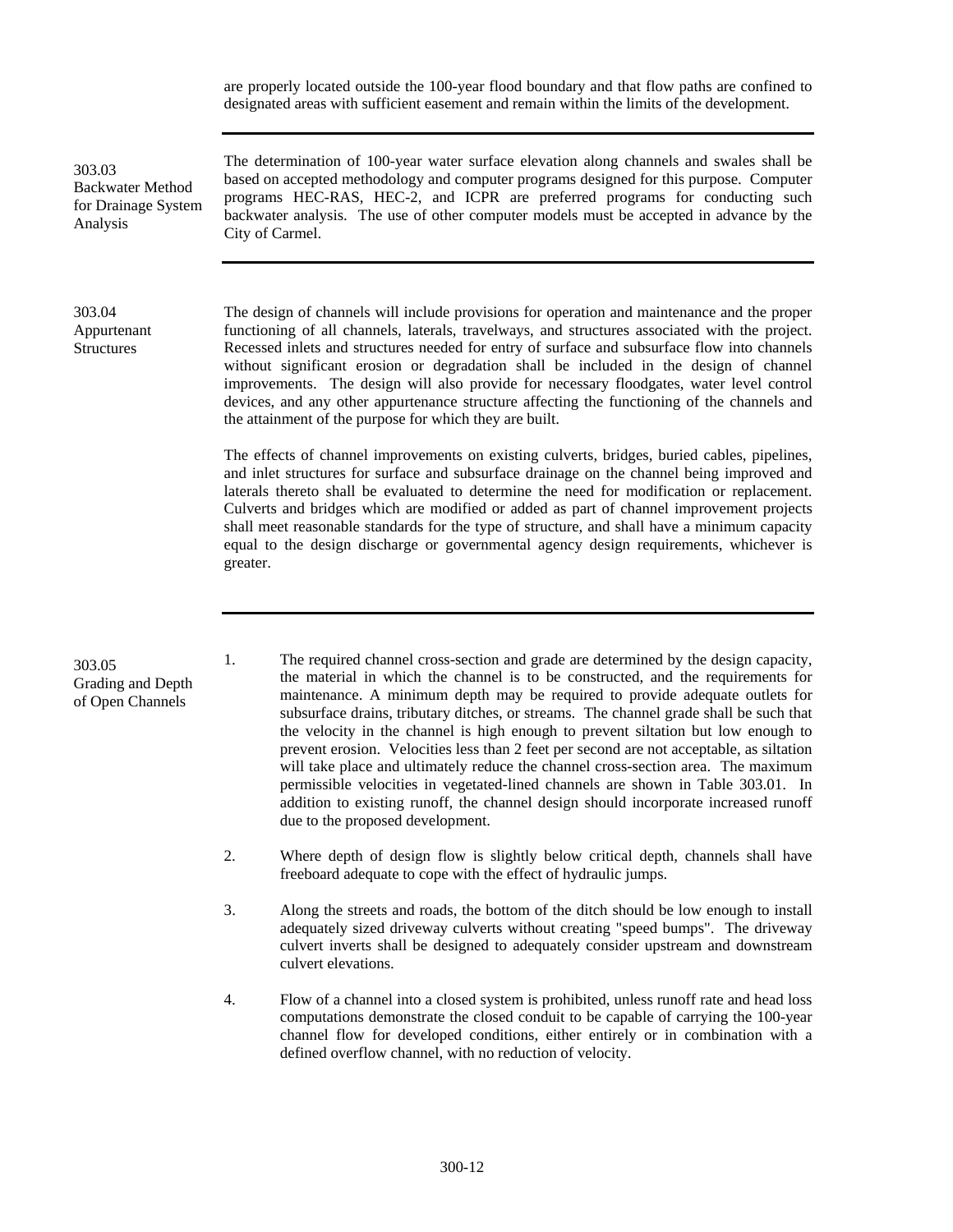are properly located outside the 100-year flood boundary and that flow paths are confined to designated areas with sufficient easement and remain within the limits of the development.

---

### 303.03 Backwater Method for Drainage System Analysis

The determination of 100-year water surface elevation along channels and swales shall be based on accepted methodology and computer programs designed for this purpose. Computer programs HEC-RAS, HEC-2, and ICPR are preferred programs for conducting such backwater analysis. The use of other computer models must be accepted in advance by the City of Carmel.

---

### 303.04 Appurtenant Structures

The design of channels will include provisions for operation and maintenance and the proper functioning of all channels, laterals, travelways, and structures associated with the project. Recessed inlets and structures needed for entry of surface and subsurface flow into channels without significant erosion or degradation shall be included in the design of channel improvements. The design will also provide for necessary floodgates, water level control devices, and any other appurtenance structure affecting the functioning of the channels and the attainment of the purpose for which they are built.

The effects of channel improvements on existing culverts, bridges, buried cables, pipelines, and inlet structures for surface and subsurface drainage on the channel being improved and laterals thereto shall be evaluated to determine the need for modification or replacement. Culverts and bridges which are modified or added as part of channel improvement projects shall meet reasonable standards for the type of structure, and shall have a minimum capacity equal to the design discharge or governmental agency design requirements, whichever is greater.

---

### 303.05 Grading and Depth of Open Channels

1. The required channel cross-section and grade are determined by the design capacity, the material in which the channel is to be constructed, and the requirements for maintenance. A minimum depth may be required to provide adequate outlets for subsurface drains, tributary ditches, or streams. The channel grade shall be such that the velocity in the channel is high enough to prevent siltation but low enough to prevent erosion. Velocities less than 2 feet per second are not acceptable, as siltation will take place and ultimately reduce the channel cross-section area. The maximum permissible velocities in vegetated-lined channels are shown in Table 303.01. In addition to existing runoff, the channel design should incorporate increased runoff due to the proposed development.

2. Where depth of design flow is slightly below critical depth, channels shall have freeboard adequate to cope with the effect of hydraulic jumps.

3. Along the streets and roads, the bottom of the ditch should be low enough to install adequately sized driveway culverts without creating "speed bumps". The driveway culvert inverts shall be designed to adequately consider upstream and downstream culvert elevations.

4. Flow of a channel into a closed system is prohibited, unless runoff rate and head loss computations demonstrate the closed conduit to be capable of carrying the 100-year channel flow for developed conditions, either entirely or in combination with a defined overflow channel, with no reduction of velocity.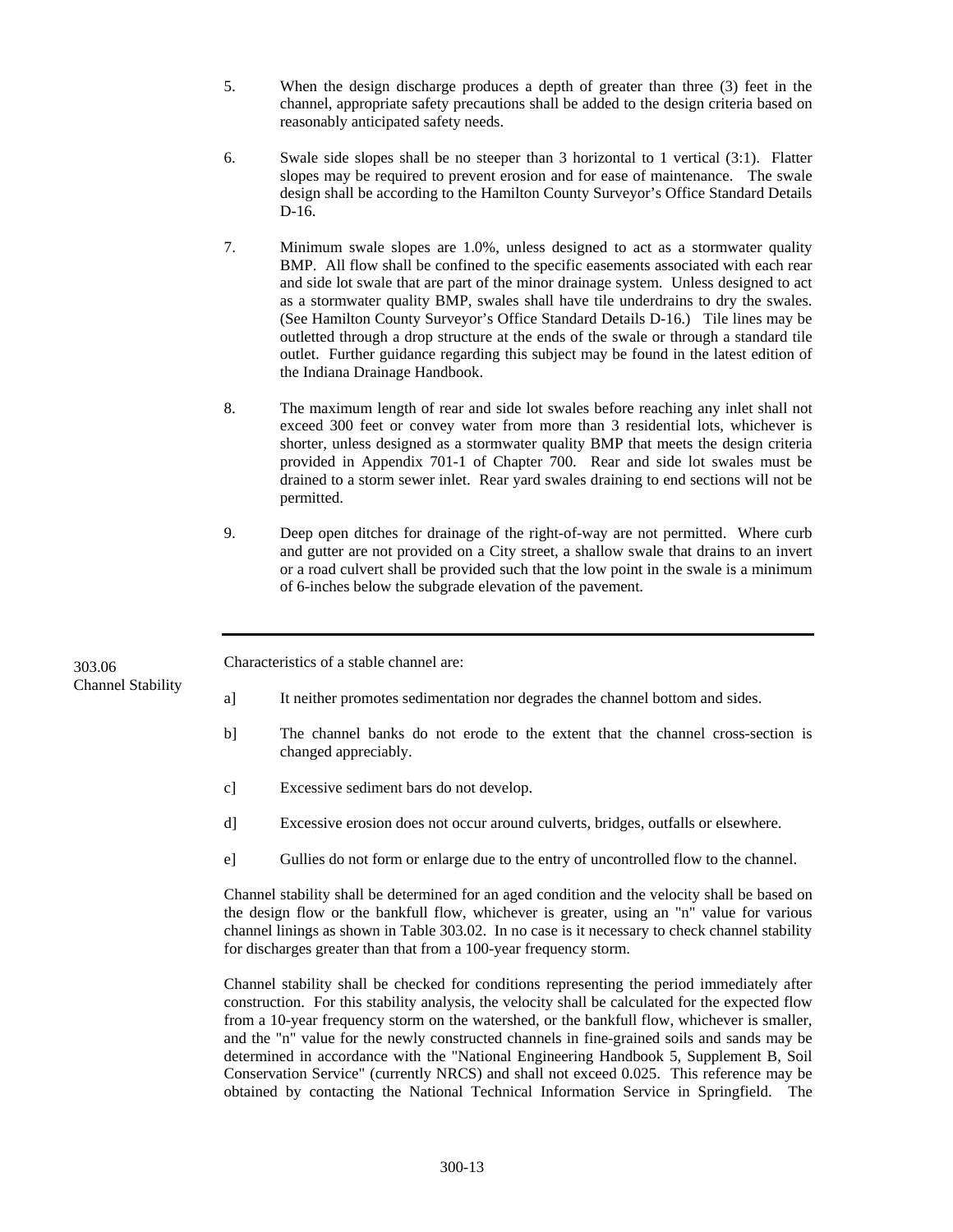5. When the design discharge produces a depth of greater than three (3) feet in the channel, appropriate safety precautions shall be added to the design criteria based on reasonably anticipated safety needs.

6. Swale side slopes shall be no steeper than 3 horizontal to 1 vertical (3:1). Flatter slopes may be required to prevent erosion and for ease of maintenance. The swale design shall be according to the Hamilton County Surveyor's Office Standard Details D-16.

7. Minimum swale slopes are 1.0%, unless designed to act as a stormwater quality BMP. All flow shall be confined to the specific easements associated with each rear and side lot swale that are part of the minor drainage system. Unless designed to act as a stormwater quality BMP, swales shall have tile underdrains to dry the swales. (See Hamilton County Surveyor's Office Standard Details D-16.) Tile lines may be outletted through a drop structure at the ends of the swale or through a standard tile outlet. Further guidance regarding this subject may be found in the latest edition of the Indiana Drainage Handbook.

8. The maximum length of rear and side lot swales before reaching any inlet shall not exceed 300 feet or convey water from more than 3 residential lots, whichever is shorter, unless designed as a stormwater quality BMP that meets the design criteria provided in Appendix 701-1 of Chapter 700. Rear and side lot swales must be drained to a storm sewer inlet. Rear yard swales draining to end sections will not be permitted.

9. Deep open ditches for drainage of the right-of-way are not permitted. Where curb and gutter are not provided on a City street, a shallow swale that drains to an invert or a road culvert shall be provided such that the low point in the swale is a minimum of 6-inches below the subgrade elevation of the pavement.

---

## 303.06 Channel Stability

Characteristics of a stable channel are:

a] It neither promotes sedimentation nor degrades the channel bottom and sides.

b] The channel banks do not erode to the extent that the channel cross-section is changed appreciably.

c] Excessive sediment bars do not develop.

d] Excessive erosion does not occur around culverts, bridges, outfalls or elsewhere.

e] Gullies do not form or enlarge due to the entry of uncontrolled flow to the channel.

Channel stability shall be determined for an aged condition and the velocity shall be based on the design flow or the bankfull flow, whichever is greater, using an "n" value for various channel linings as shown in Table 303.02. In no case is it necessary to check channel stability for discharges greater than that from a 100-year frequency storm.

Channel stability shall be checked for conditions representing the period immediately after construction. For this stability analysis, the velocity shall be calculated for the expected flow from a 10-year frequency storm on the watershed, or the bankfull flow, whichever is smaller, and the "n" value for the newly constructed channels in fine-grained soils and sands may be determined in accordance with the "National Engineering Handbook 5, Supplement B, Soil Conservation Service" (currently NRCS) and shall not exceed 0.025. This reference may be obtained by contacting the National Technical Information Service in Springfield. The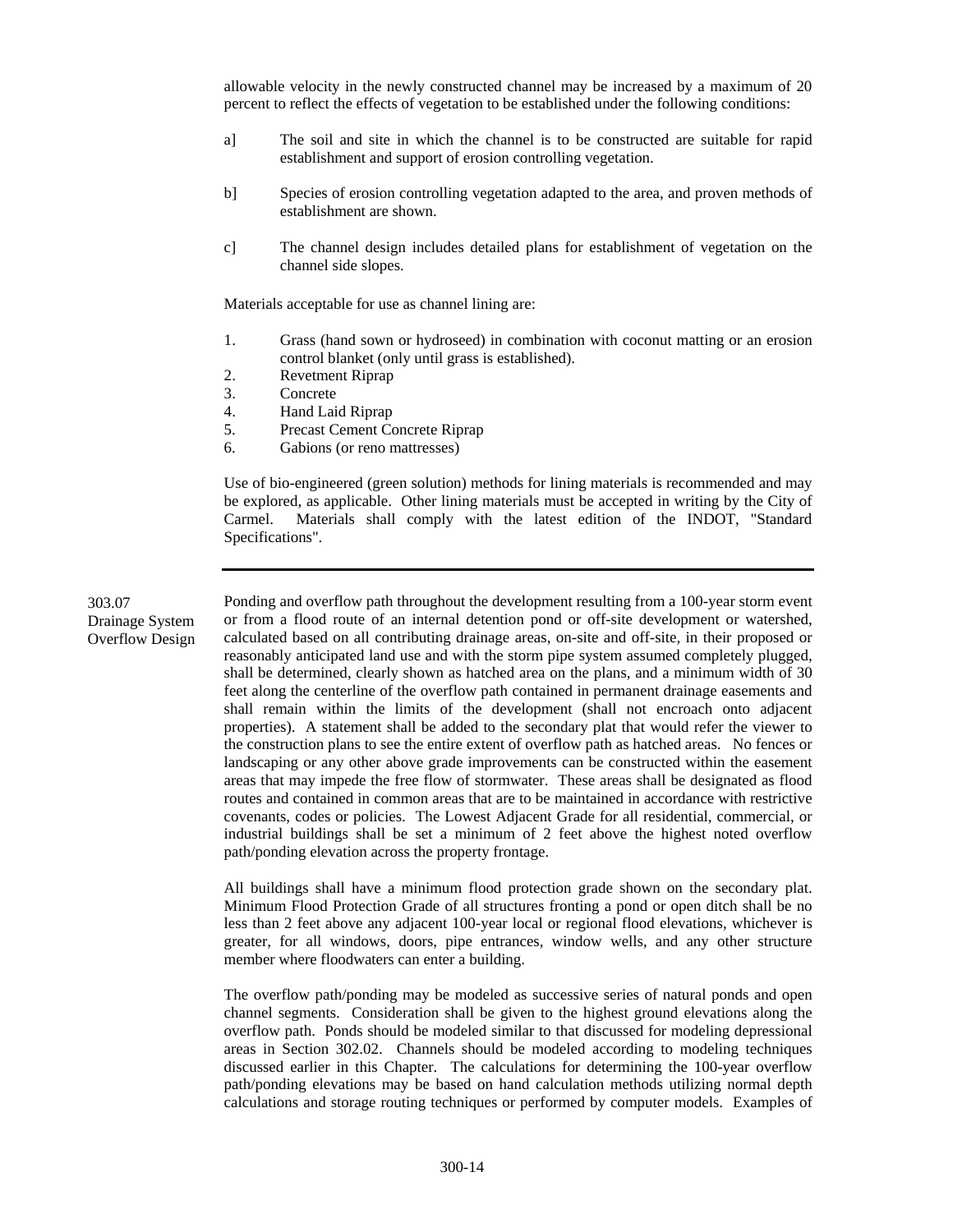allowable velocity in the newly constructed channel may be increased by a maximum of 20 percent to reflect the effects of vegetation to be established under the following conditions:

a] The soil and site in which the channel is to be constructed are suitable for rapid establishment and support of erosion controlling vegetation.

b] Species of erosion controlling vegetation adapted to the area, and proven methods of establishment are shown.

c] The channel design includes detailed plans for establishment of vegetation on the channel side slopes.

Materials acceptable for use as channel lining are:

1. Grass (hand sown or hydroseed) in combination with coconut matting or an erosion control blanket (only until grass is established).
2. Revetment Riprap
3. Concrete
4. Hand Laid Riprap
5. Precast Cement Concrete Riprap
6. Gabions (or reno mattresses)

Use of bio-engineered (green solution) methods for lining materials is recommended and may be explored, as applicable. Other lining materials must be accepted in writing by the City of Carmel. Materials shall comply with the latest edition of the INDOT, "Standard Specifications".

---

## 303.07 Drainage System Overflow Design

Ponding and overflow path throughout the development resulting from a 100-year storm event or from a flood route of an internal detention pond or off-site development or watershed, calculated based on all contributing drainage areas, on-site and off-site, in their proposed or reasonably anticipated land use and with the storm pipe system assumed completely plugged, shall be determined, clearly shown as hatched area on the plans, and a minimum width of 30 feet along the centerline of the overflow path contained in permanent drainage easements and shall remain within the limits of the development (shall not encroach onto adjacent properties). A statement shall be added to the secondary plat that would refer the viewer to the construction plans to see the entire extent of overflow path as hatched areas. No fences or landscaping or any other above grade improvements can be constructed within the easement areas that may impede the free flow of stormwater. These areas shall be designated as flood routes and contained in common areas that are to be maintained in accordance with restrictive covenants, codes or policies. The Lowest Adjacent Grade for all residential, commercial, or industrial buildings shall be set a minimum of 2 feet above the highest noted overflow path/ponding elevation across the property frontage.

All buildings shall have a minimum flood protection grade shown on the secondary plat. Minimum Flood Protection Grade of all structures fronting a pond or open ditch shall be no less than 2 feet above any adjacent 100-year local or regional flood elevations, whichever is greater, for all windows, doors, pipe entrances, window wells, and any other structure member where floodwaters can enter a building.

The overflow path/ponding may be modeled as successive series of natural ponds and open channel segments. Consideration shall be given to the highest ground elevations along the overflow path. Ponds should be modeled similar to that discussed for modeling depressional areas in Section 302.02. Channels should be modeled according to modeling techniques discussed earlier in this Chapter. The calculations for determining the 100-year overflow path/ponding elevations may be based on hand calculation methods utilizing normal depth calculations and storage routing techniques or performed by computer models. Examples of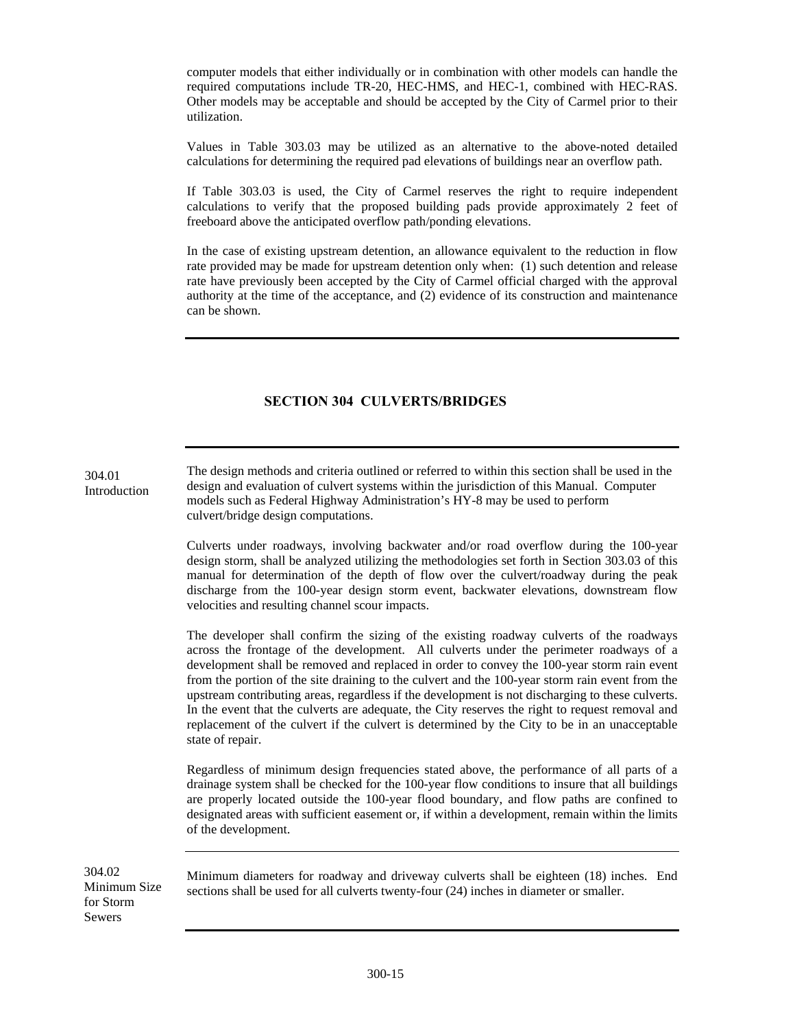computer models that either individually or in combination with other models can handle the required computations include TR-20, HEC-HMS, and HEC-1, combined with HEC-RAS. Other models may be acceptable and should be accepted by the City of Carmel prior to their utilization.

Values in Table 303.03 may be utilized as an alternative to the above-noted detailed calculations for determining the required pad elevations of buildings near an overflow path.

If Table 303.03 is used, the City of Carmel reserves the right to require independent calculations to verify that the proposed building pads provide approximately 2 feet of freeboard above the anticipated overflow path/ponding elevations.

In the case of existing upstream detention, an allowance equivalent to the reduction in flow rate provided may be made for upstream detention only when: (1) such detention and release rate have previously been accepted by the City of Carmel official charged with the approval authority at the time of the acceptance, and (2) evidence of its construction and maintenance can be shown.

## SECTION 304 CULVERTS/BRIDGES

### 304.01 Introduction

The design methods and criteria outlined or referred to within this section shall be used in the design and evaluation of culvert systems within the jurisdiction of this Manual. Computer models such as Federal Highway Administration's HY-8 may be used to perform culvert/bridge design computations.

Culverts under roadways, involving backwater and/or road overflow during the 100-year design storm, shall be analyzed utilizing the methodologies set forth in Section 303.03 of this manual for determination of the depth of flow over the culvert/roadway during the peak discharge from the 100-year design storm event, backwater elevations, downstream flow velocities and resulting channel scour impacts.

The developer shall confirm the sizing of the existing roadway culverts of the roadways across the frontage of the development. All culverts under the perimeter roadways of a development shall be removed and replaced in order to convey the 100-year storm rain event from the portion of the site draining to the culvert and the 100-year storm rain event from the upstream contributing areas, regardless if the development is not discharging to these culverts. In the event that the culverts are adequate, the City reserves the right to request removal and replacement of the culvert if the culvert is determined by the City to be in an unacceptable state of repair.

Regardless of minimum design frequencies stated above, the performance of all parts of a drainage system shall be checked for the 100-year flow conditions to insure that all buildings are properly located outside the 100-year flood boundary, and flow paths are confined to designated areas with sufficient easement or, if within a development, remain within the limits of the development.

### 304.02 Minimum Size for Storm Sewers

Minimum diameters for roadway and driveway culverts shall be eighteen (18) inches. End sections shall be used for all culverts twenty-four (24) inches in diameter or smaller.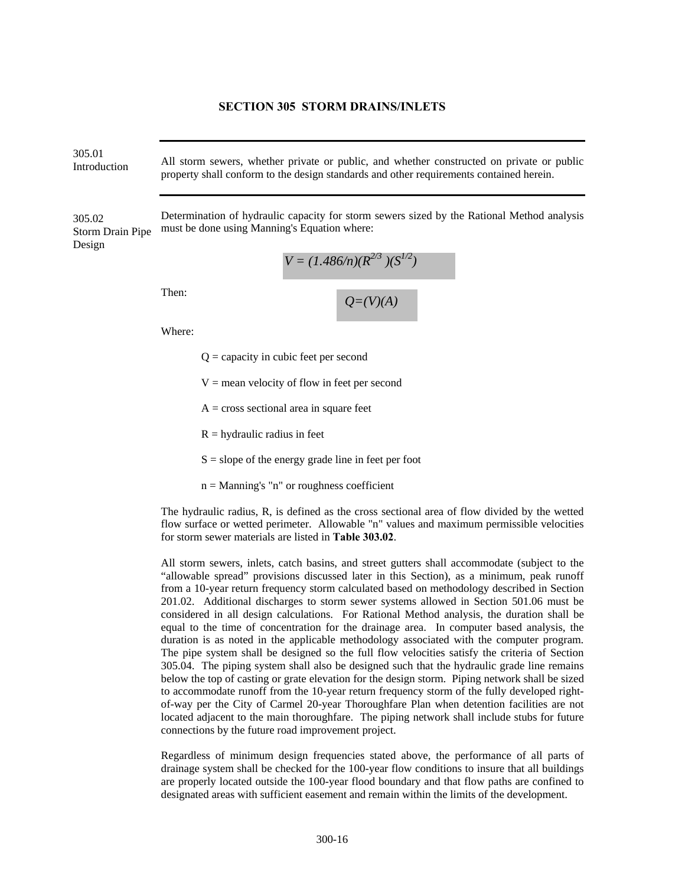## SECTION 305 STORM DRAINS/INLETS

**305.01 Introduction**

All storm sewers, whether private or public, and whether constructed on private or public property shall conform to the design standards and other requirements contained herein.

**305.02 Storm Drain Pipe Design**

Determination of hydraulic capacity for storm sewers sized by the Rational Method analysis must be done using Manning's Equation where:

$$V = (1.486/n)(R^{2/3})(S^{1/2})$$

Then:

$$Q=(V)(A)$$

Where:

- Q = capacity in cubic feet per second
- V = mean velocity of flow in feet per second
- A = cross sectional area in square feet
- R = hydraulic radius in feet
- S = slope of the energy grade line in feet per foot
- n = Manning's "n" or roughness coefficient

The hydraulic radius, R, is defined as the cross sectional area of flow divided by the wetted flow surface or wetted perimeter. Allowable "n" values and maximum permissible velocities for storm sewer materials are listed in **Table 303.02**.

All storm sewers, inlets, catch basins, and street gutters shall accommodate (subject to the "allowable spread" provisions discussed later in this Section), as a minimum, peak runoff from a 10-year return frequency storm calculated based on methodology described in Section 201.02. Additional discharges to storm sewer systems allowed in Section 501.06 must be considered in all design calculations. For Rational Method analysis, the duration shall be equal to the time of concentration for the drainage area. In computer based analysis, the duration is as noted in the applicable methodology associated with the computer program. The pipe system shall be designed so the full flow velocities satisfy the criteria of Section 305.04. The piping system shall also be designed such that the hydraulic grade line remains below the top of casting or grate elevation for the design storm. Piping network shall be sized to accommodate runoff from the 10-year return frequency storm of the fully developed right-of-way per the City of Carmel 20-year Thoroughfare Plan when detention facilities are not located adjacent to the main thoroughfare. The piping network shall include stubs for future connections by the future road improvement project.

Regardless of minimum design frequencies stated above, the performance of all parts of drainage system shall be checked for the 100-year flow conditions to insure that all buildings are properly located outside the 100-year flood boundary and that flow paths are confined to designated areas with sufficient easement and remain within the limits of the development.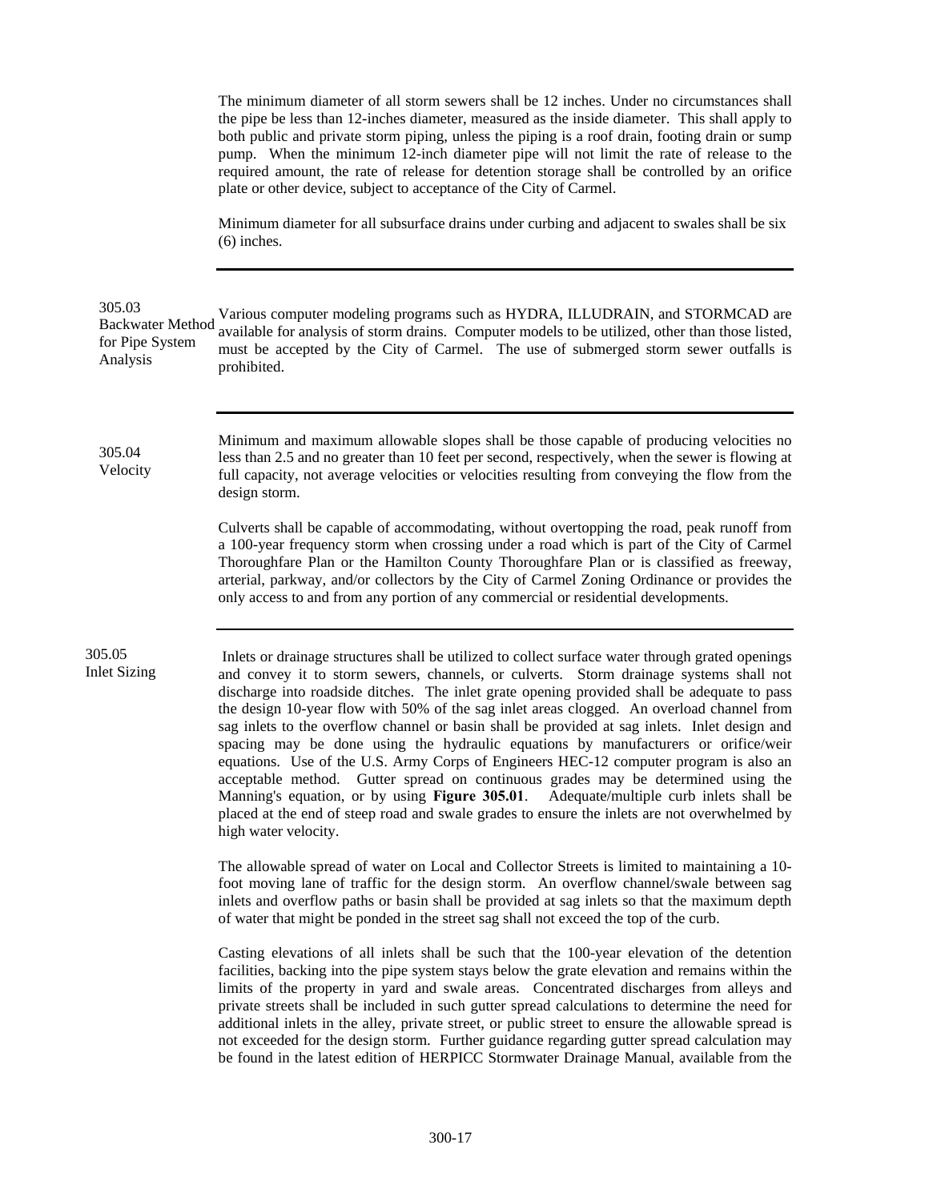The minimum diameter of all storm sewers shall be 12 inches. Under no circumstances shall the pipe be less than 12-inches diameter, measured as the inside diameter. This shall apply to both public and private storm piping, unless the piping is a roof drain, footing drain or sump pump. When the minimum 12-inch diameter pipe will not limit the rate of release to the required amount, the rate of release for detention storage shall be controlled by an orifice plate or other device, subject to acceptance of the City of Carmel.

Minimum diameter for all subsurface drains under curbing and adjacent to swales shall be six (6) inches.

---

### 305.03 Backwater Method for Pipe System Analysis

Various computer modeling programs such as HYDRA, ILLUDRAIN, and STORMCAD are available for analysis of storm drains. Computer models to be utilized, other than those listed, must be accepted by the City of Carmel. The use of submerged storm sewer outfalls is prohibited.

---

### 305.04 Velocity

Minimum and maximum allowable slopes shall be those capable of producing velocities no less than 2.5 and no greater than 10 feet per second, respectively, when the sewer is flowing at full capacity, not average velocities or velocities resulting from conveying the flow from the design storm.

Culverts shall be capable of accommodating, without overtopping the road, peak runoff from a 100-year frequency storm when crossing under a road which is part of the City of Carmel Thoroughfare Plan or the Hamilton County Thoroughfare Plan or is classified as freeway, arterial, parkway, and/or collectors by the City of Carmel Zoning Ordinance or provides the only access to and from any portion of any commercial or residential developments.

---

### 305.05 Inlet Sizing

Inlets or drainage structures shall be utilized to collect surface water through grated openings and convey it to storm sewers, channels, or culverts. Storm drainage systems shall not discharge into roadside ditches. The inlet grate opening provided shall be adequate to pass the design 10-year flow with 50% of the sag inlet areas clogged. An overload channel from sag inlets to the overflow channel or basin shall be provided at sag inlets. Inlet design and spacing may be done using the hydraulic equations by manufacturers or orifice/weir equations. Use of the U.S. Army Corps of Engineers HEC-12 computer program is also an acceptable method. Gutter spread on continuous grades may be determined using the Manning's equation, or by using **Figure 305.01**. Adequate/multiple curb inlets shall be placed at the end of steep road and swale grades to ensure the inlets are not overwhelmed by high water velocity.

The allowable spread of water on Local and Collector Streets is limited to maintaining a 10-foot moving lane of traffic for the design storm. An overflow channel/swale between sag inlets and overflow paths or basin shall be provided at sag inlets so that the maximum depth of water that might be ponded in the street sag shall not exceed the top of the curb.

Casting elevations of all inlets shall be such that the 100-year elevation of the detention facilities, backing into the pipe system stays below the grate elevation and remains within the limits of the property in yard and swale areas. Concentrated discharges from alleys and private streets shall be included in such gutter spread calculations to determine the need for additional inlets in the alley, private street, or public street to ensure the allowable spread is not exceeded for the design storm. Further guidance regarding gutter spread calculation may be found in the latest edition of HERPICC Stormwater Drainage Manual, available from the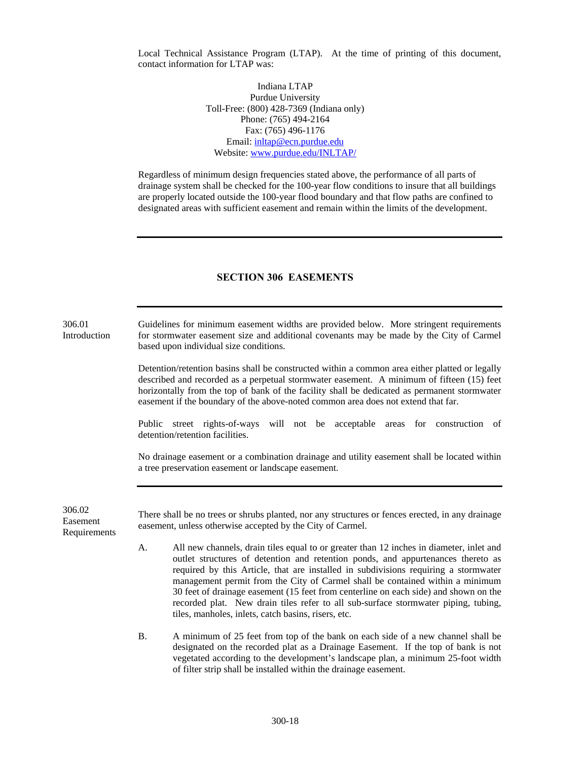Local Technical Assistance Program (LTAP). At the time of printing of this document, contact information for LTAP was:

Indiana LTAP
Purdue University
Toll-Free: (800) 428-7369 (Indiana only)
Phone: (765) 494-2164
Fax: (765) 496-1176
Email: [inltap@ecn.purdue.edu](mailto:inltap@ecn.purdue.edu)
Website: [www.purdue.edu/INLTAP/](http://www.purdue.edu/INLTAP/)

Regardless of minimum design frequencies stated above, the performance of all parts of drainage system shall be checked for the 100-year flow conditions to insure that all buildings are properly located outside the 100-year flood boundary and that flow paths are confined to designated areas with sufficient easement and remain within the limits of the development.

---

## SECTION 306 EASEMENTS

---

**306.01 Introduction**

Guidelines for minimum easement widths are provided below. More stringent requirements for stormwater easement size and additional covenants may be made by the City of Carmel based upon individual size conditions.

Detention/retention basins shall be constructed within a common area either platted or legally described and recorded as a perpetual stormwater easement. A minimum of fifteen (15) feet horizontally from the top of bank of the facility shall be dedicated as permanent stormwater easement if the boundary of the above-noted common area does not extend that far.

Public street rights-of-ways will not be acceptable areas for construction of detention/retention facilities.

No drainage easement or a combination drainage and utility easement shall be located within a tree preservation easement or landscape easement.

---

**306.02 Easement Requirements**

There shall be no trees or shrubs planted, nor any structures or fences erected, in any drainage easement, unless otherwise accepted by the City of Carmel.

A. All new channels, drain tiles equal to or greater than 12 inches in diameter, inlet and outlet structures of detention and retention ponds, and appurtenances thereto as required by this Article, that are installed in subdivisions requiring a stormwater management permit from the City of Carmel shall be contained within a minimum 30 feet of drainage easement (15 feet from centerline on each side) and shown on the recorded plat. New drain tiles refer to all sub-surface stormwater piping, tubing, tiles, manholes, inlets, catch basins, risers, etc.

B. A minimum of 25 feet from top of the bank on each side of a new channel shall be designated on the recorded plat as a Drainage Easement. If the top of bank is not vegetated according to the development's landscape plan, a minimum 25-foot width of filter strip shall be installed within the drainage easement.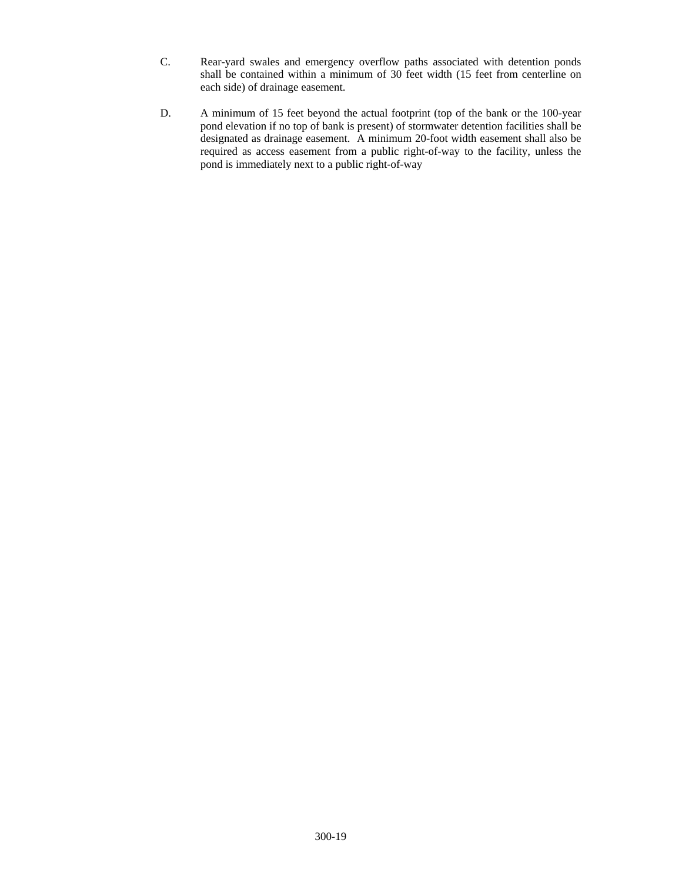C. Rear-yard swales and emergency overflow paths associated with detention ponds shall be contained within a minimum of 30 feet width (15 feet from centerline on each side) of drainage easement.

D. A minimum of 15 feet beyond the actual footprint (top of the bank or the 100-year pond elevation if no top of bank is present) of stormwater detention facilities shall be designated as drainage easement. A minimum 20-foot width easement shall also be required as access easement from a public right-of-way to the facility, unless the pond is immediately next to a public right-of-way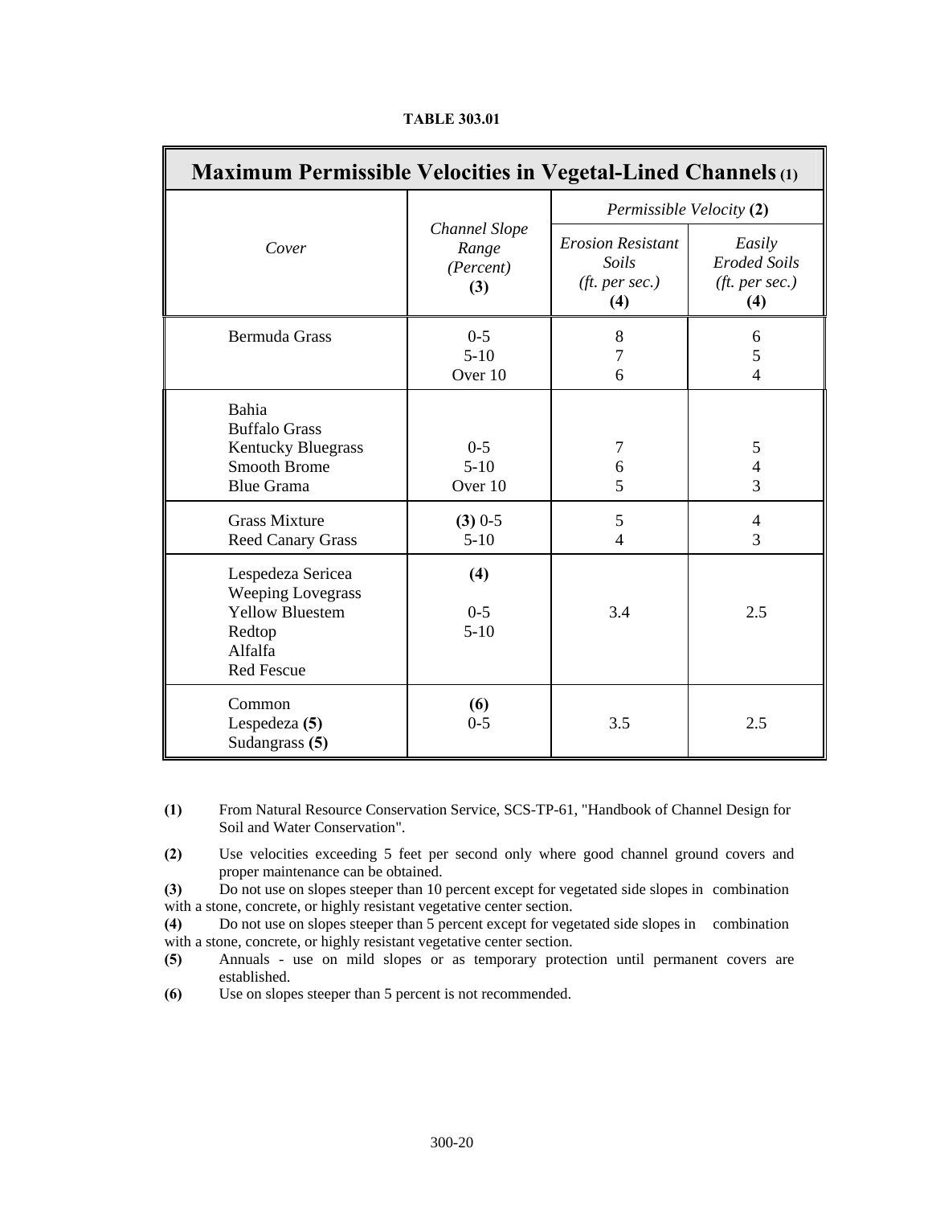**TABLE 303.01**

| **Maximum Permissible Velocities in Vegetal-Lined Channels (1)** | | | |
|---|---|---|---|
| | | *Permissible Velocity* **(2)** | |
| *Cover* | *Channel Slope Range (Percent)* **(3)** | *Erosion Resistant Soils (ft. per sec.)* **(4)** | *Easily Eroded Soils (ft. per sec.)* **(4)** |
| Bermuda Grass | 0-5<br>5-10<br>Over 10 | 8<br>7<br>6 | 6<br>5<br>4 |
| Bahia<br>Buffalo Grass<br>Kentucky Bluegrass<br>Smooth Brome<br>Blue Grama | 0-5<br>5-10<br>Over 10 | 7<br>6<br>5 | 5<br>4<br>3 |
| Grass Mixture<br>Reed Canary Grass | **(3)** 0-5<br>5-10 | 5<br>4 | 4<br>3 |
| Lespedeza Sericea<br>Weeping Lovegrass<br>Yellow Bluestem<br>Redtop<br>Alfalfa<br>Red Fescue | **(4)**<br>0-5<br>5-10 | 3.4 | 2.5 |
| Common<br>Lespedeza **(5)**<br>Sudangrass **(5)** | **(6)**<br>0-5 | 3.5 | 2.5 |

**(1)** From Natural Resource Conservation Service, SCS-TP-61, "Handbook of Channel Design for Soil and Water Conservation".

**(2)** Use velocities exceeding 5 feet per second only where good channel ground covers and proper maintenance can be obtained.

**(3)** Do not use on slopes steeper than 10 percent except for vegetated side slopes in combination with a stone, concrete, or highly resistant vegetative center section.

**(4)** Do not use on slopes steeper than 5 percent except for vegetated side slopes in combination with a stone, concrete, or highly resistant vegetative center section.

**(5)** Annuals - use on mild slopes or as temporary protection until permanent covers are established.

**(6)** Use on slopes steeper than 5 percent is not recommended.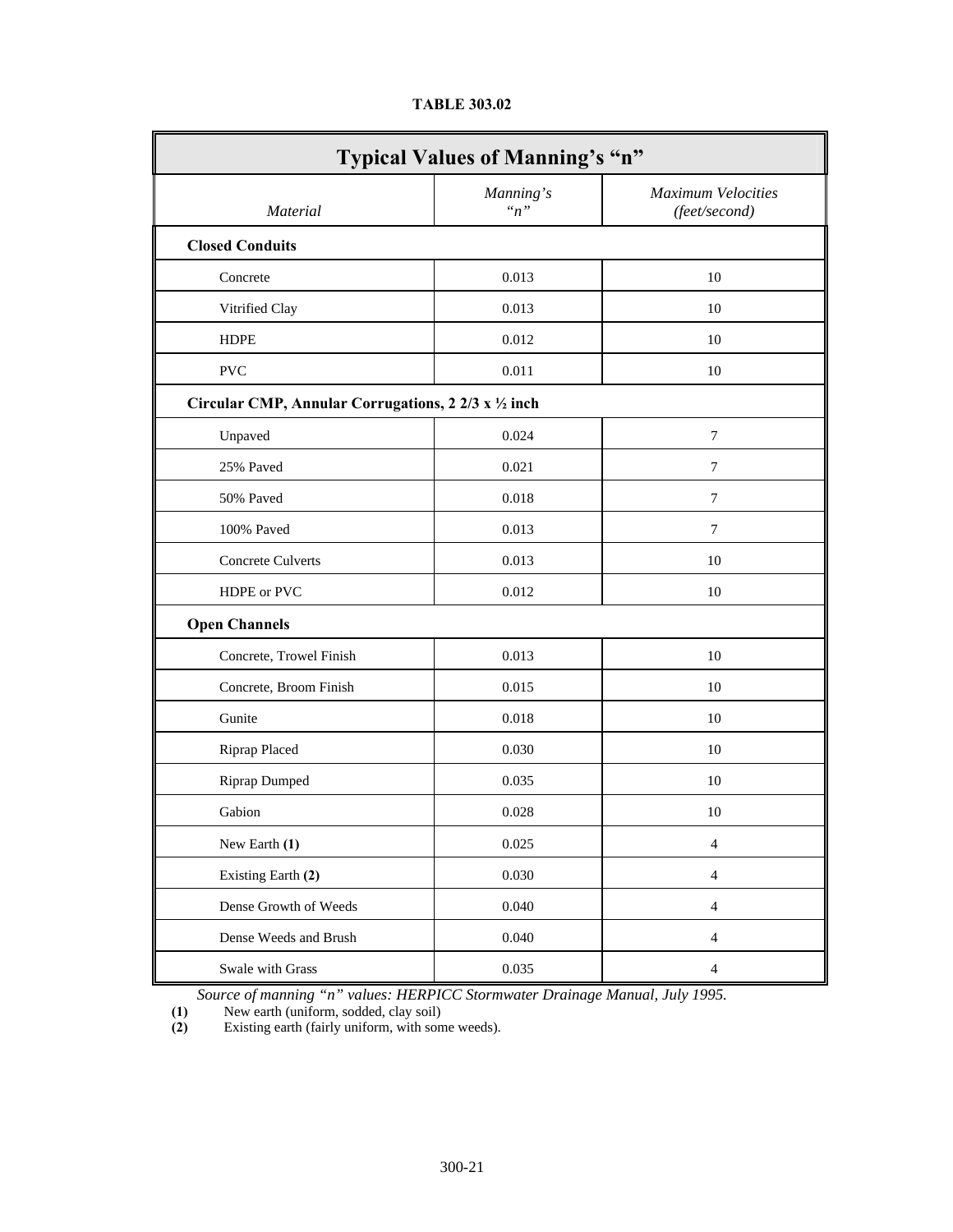**TABLE 303.02**

| Typical Values of Manning's "n" | | |
|---|---|---|
| *Material* | *Manning's "n"* | *Maximum Velocities (feet/second)* |
| **Closed Conduits** | | |
| Concrete | 0.013 | 10 |
| Vitrified Clay | 0.013 | 10 |
| HDPE | 0.012 | 10 |
| PVC | 0.011 | 10 |
| **Circular CMP, Annular Corrugations, 2 2/3 x ½ inch** | | |
| Unpaved | 0.024 | 7 |
| 25% Paved | 0.021 | 7 |
| 50% Paved | 0.018 | 7 |
| 100% Paved | 0.013 | 7 |
| Concrete Culverts | 0.013 | 10 |
| HDPE or PVC | 0.012 | 10 |
| **Open Channels** | | |
| Concrete, Trowel Finish | 0.013 | 10 |
| Concrete, Broom Finish | 0.015 | 10 |
| Gunite | 0.018 | 10 |
| Riprap Placed | 0.030 | 10 |
| Riprap Dumped | 0.035 | 10 |
| Gabion | 0.028 | 10 |
| New Earth **(1)** | 0.025 | 4 |
| Existing Earth **(2)** | 0.030 | 4 |
| Dense Growth of Weeds | 0.040 | 4 |
| Dense Weeds and Brush | 0.040 | 4 |
| Swale with Grass | 0.035 | 4 |

*Source of manning "n" values: HERPICC Stormwater Drainage Manual, July 1995.*

**(1)** New earth (uniform, sodded, clay soil)

**(2)** Existing earth (fairly uniform, with some weeds).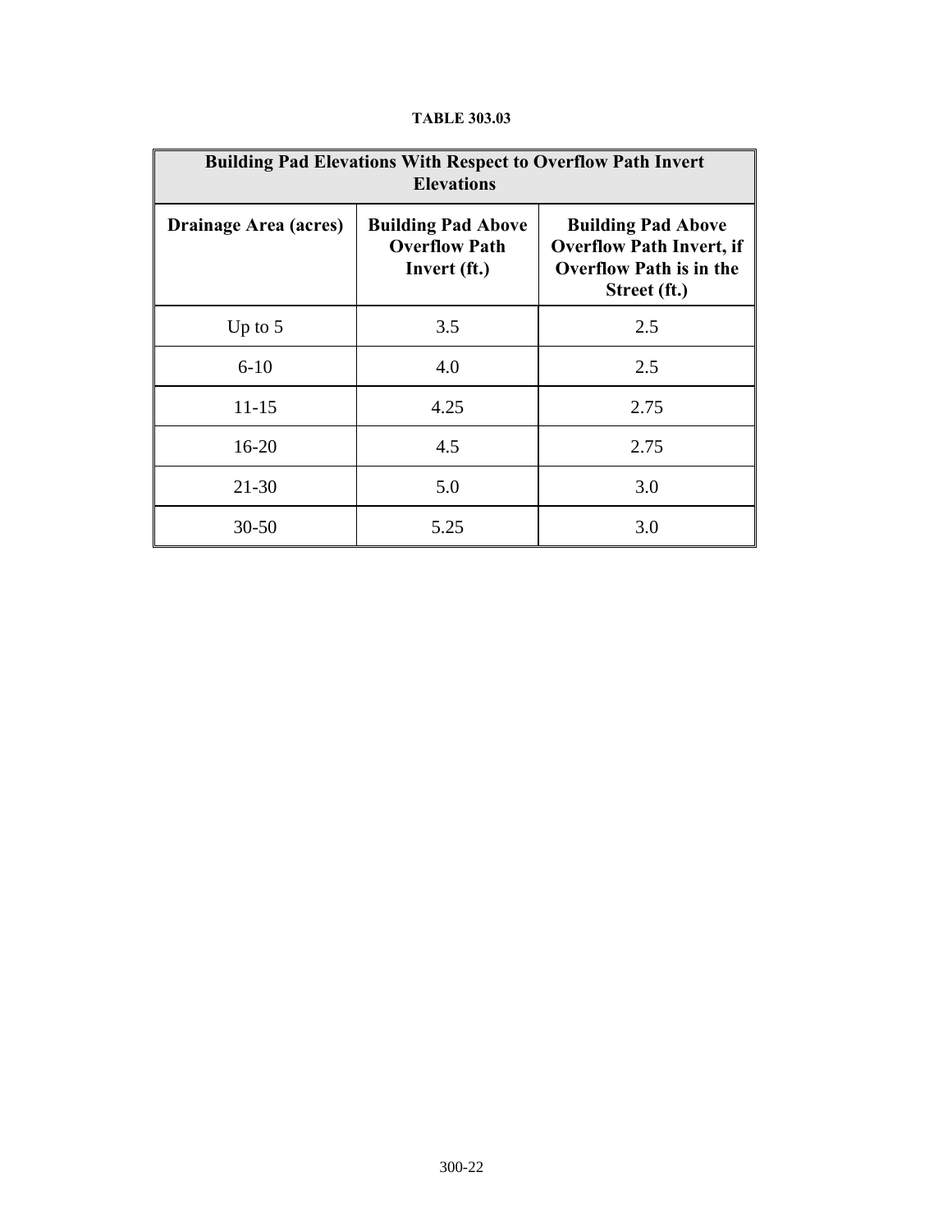**TABLE 303.03**

| Building Pad Elevations With Respect to Overflow Path Invert Elevations | | |
|---|---|---|
| **Drainage Area (acres)** | **Building Pad Above Overflow Path Invert (ft.)** | **Building Pad Above Overflow Path Invert, if Overflow Path is in the Street (ft.)** |
| Up to 5 | 3.5 | 2.5 |
| 6-10 | 4.0 | 2.5 |
| 11-15 | 4.25 | 2.75 |
| 16-20 | 4.5 | 2.75 |
| 21-30 | 5.0 | 3.0 |
| 30-50 | 5.25 | 3.0 |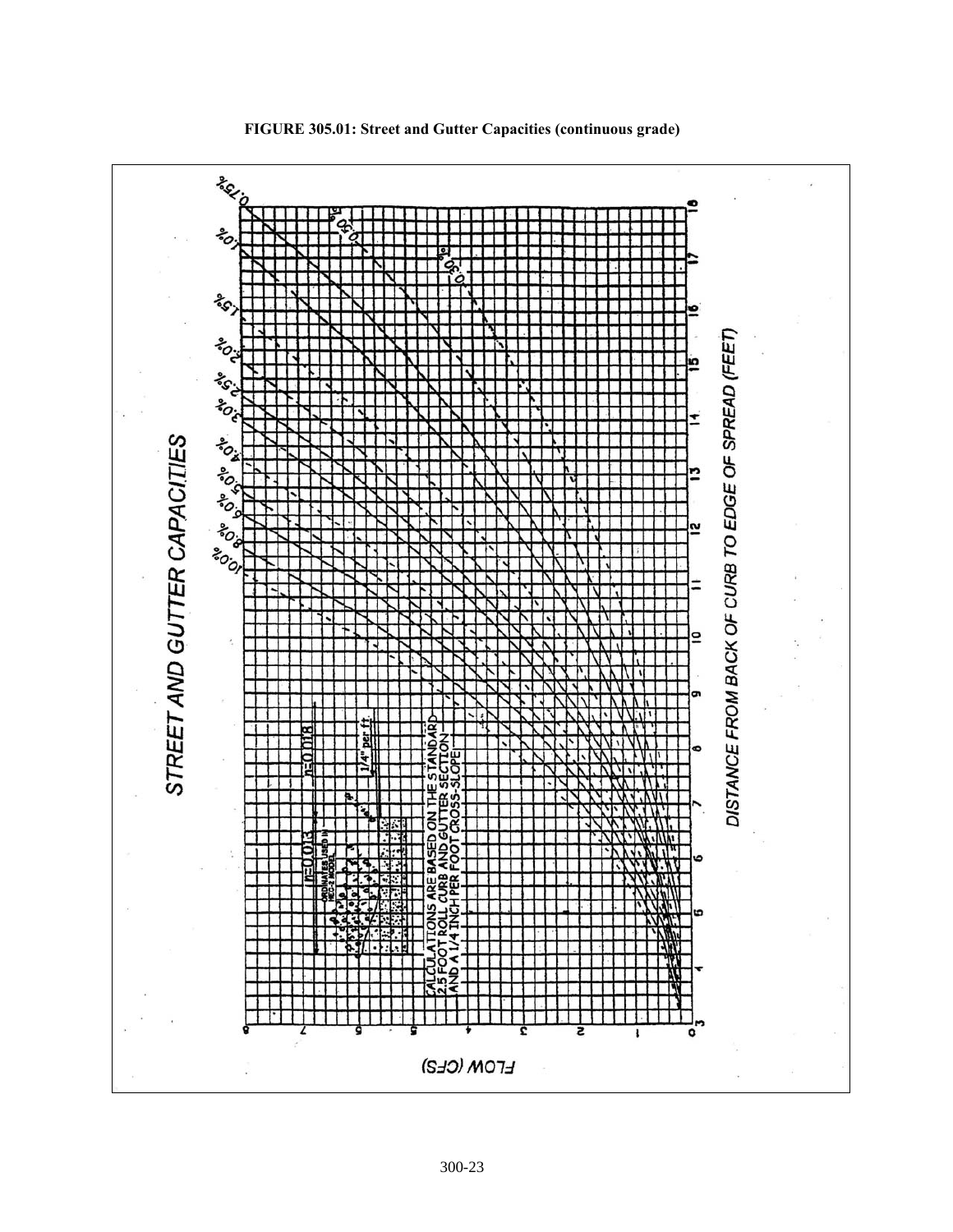**FIGURE 305.01: Street and Gutter Capacities (continuous grade)**

STREET AND GUTTER CAPACITIES

0.75%
1.0%
1.5%
2.0%
2.5%
3.0%
4.0%
5.0%
6.0%
8.0%
10.0%
0.50%
0.30%

n=0.013
n=0.018
ORDINATES USED IN HEC-2 MODEL
1/4" per ft.

CALCULATIONS ARE BASED ON THE STANDARD 2.5 FOOT ROLL CURB AND GUTTER SECTION AND A 1/4 INCH PER FOOT CROSS-SLOPE

FLOW (CFS)
0
1
2
3
4
5
6
7
8

DISTANCE FROM BACK OF CURB TO EDGE OF SPREAD (FEET)
3
4
5
6
7
8
9
10
11
12
13
14
15
16
17
18